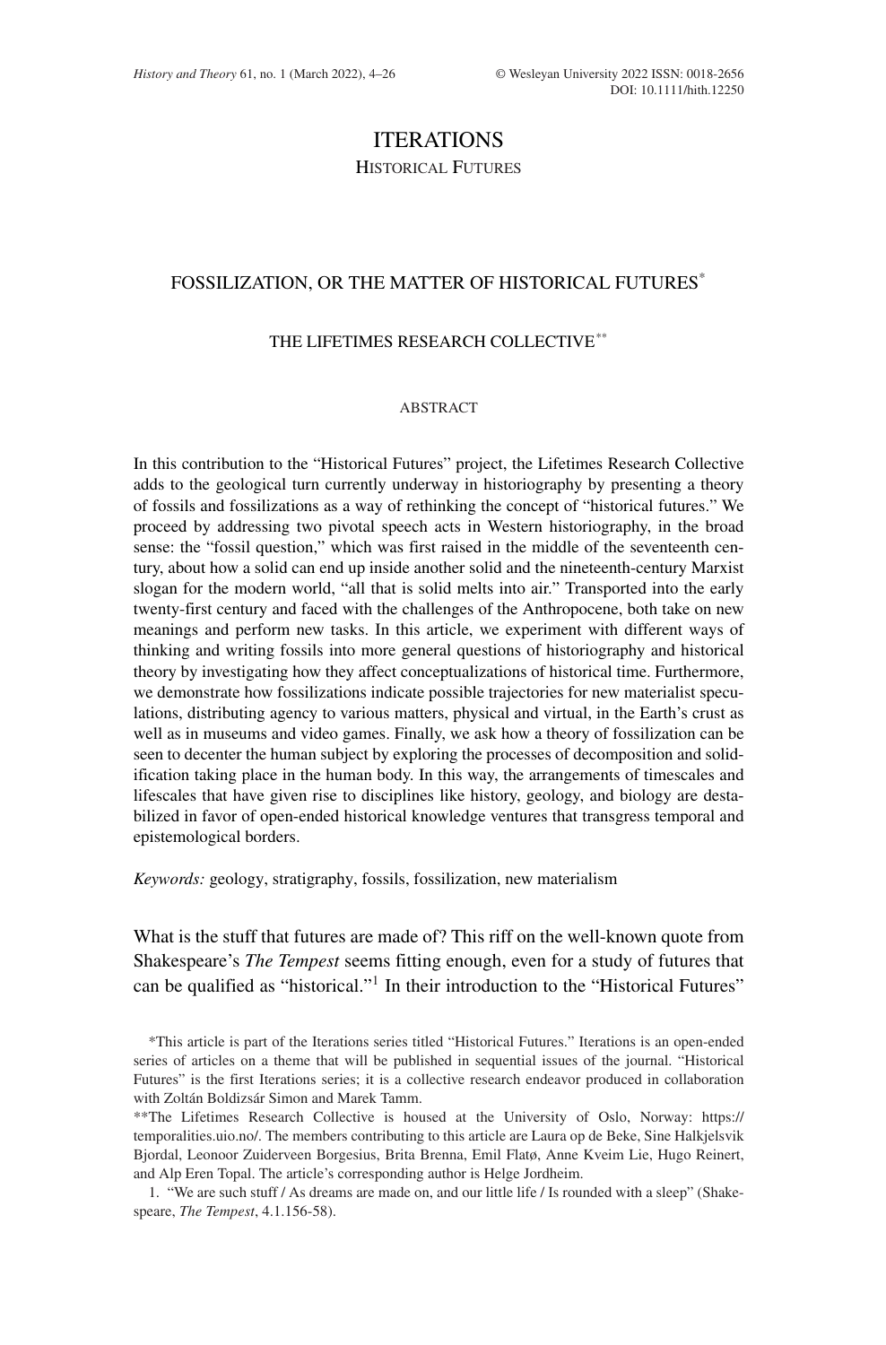ITERATIONS

HISTORICAL FUTURES

# FOSSILIZATION, OR THE MATTER OF HISTORICAL FUTURES*

THE LIFETIMES RESEARCH COLLECTIVE**

## ABSTRACT

In this contribution to the "Historical Futures" project, the Lifetimes Research Collective adds to the geological turn currently underway in historiography by presenting a theory of fossils and fossilizations as a way of rethinking the concept of "historical futures." We proceed by addressing two pivotal speech acts in Western historiography, in the broad sense: the "fossil question," which was first raised in the middle of the seventeenth century, about how a solid can end up inside another solid and the nineteenth-century Marxist slogan for the modern world, "all that is solid melts into air." Transported into the early twenty-first century and faced with the challenges of the Anthropocene, both take on new meanings and perform new tasks. In this article, we experiment with different ways of thinking and writing fossils into more general questions of historiography and historical theory by investigating how they affect conceptualizations of historical time. Furthermore, we demonstrate how fossilizations indicate possible trajectories for new materialist speculations, distributing agency to various matters, physical and virtual, in the Earth's crust as well as in museums and video games. Finally, we ask how a theory of fossilization can be seen to decenter the human subject by exploring the processes of decomposition and solidification taking place in the human body. In this way, the arrangements of timescales and lifescales that have given rise to disciplines like history, geology, and biology are destabilized in favor of open-ended historical knowledge ventures that transgress temporal and epistemological borders.

*Keywords:* geology, stratigraphy, fossils, fossilization, new materialism

What is the stuff that futures are made of? This riff on the well-known quote from Shakespeare's *The Tempest* seems fitting enough, even for a study of futures that can be qualified as "historical."[1] In their introduction to the "Historical Futures"

*This article is part of the Iterations series titled "Historical Futures." Iterations is an open-ended series of articles on a theme that will be published in sequential issues of the journal. "Historical Futures" is the first Iterations series; it is a collective research endeavor produced in collaboration with Zoltán Boldizsár Simon and Marek Tamm.

**The Lifetimes Research Collective is housed at the University of Oslo, Norway: https://temporalities.uio.no/. The members contributing to this article are Laura op de Beke, Sine Halkjelsvik Bjordal, Leonoor Zuiderveen Borgesius, Brita Brenna, Emil Flatø, Anne Kveim Lie, Hugo Reinert, and Alp Eren Topal. The article's corresponding author is Helge Jordheim.

1. "We are such stuff / As dreams are made on, and our little life / Is rounded with a sleep" (Shakespeare, *The Tempest*, 4.1.156-58).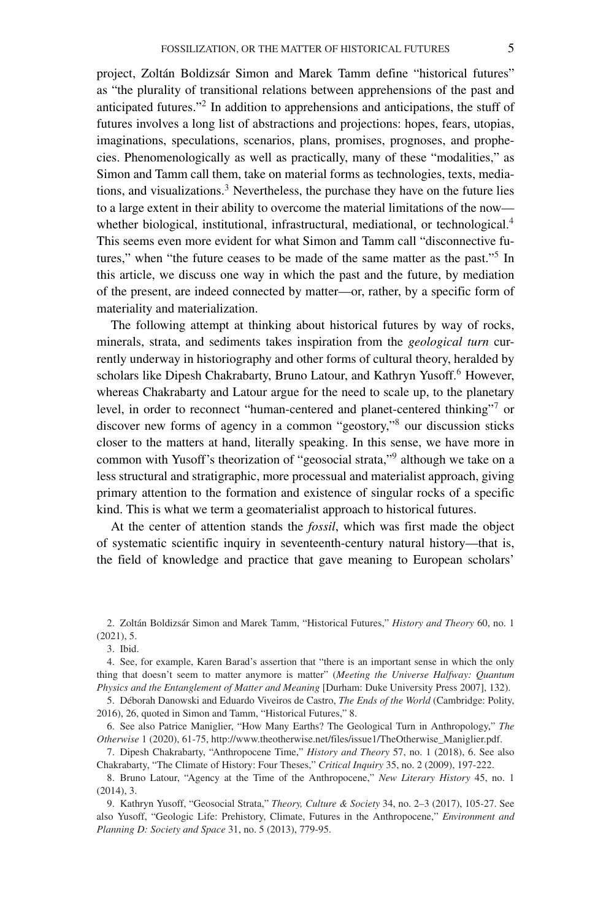project, Zoltán Boldizsár Simon and Marek Tamm define "historical futures" as "the plurality of transitional relations between apprehensions of the past and anticipated futures."[2] In addition to apprehensions and anticipations, the stuff of futures involves a long list of abstractions and projections: hopes, fears, utopias, imaginations, speculations, scenarios, plans, promises, prognoses, and prophecies. Phenomenologically as well as practically, many of these "modalities," as Simon and Tamm call them, take on material forms as technologies, texts, mediations, and visualizations.[3] Nevertheless, the purchase they have on the future lies to a large extent in their ability to overcome the material limitations of the now—whether biological, institutional, infrastructural, mediational, or technological.[4] This seems even more evident for what Simon and Tamm call "disconnective futures," when "the future ceases to be made of the same matter as the past."[5] In this article, we discuss one way in which the past and the future, by mediation of the present, are indeed connected by matter—or, rather, by a specific form of materiality and materialization.

The following attempt at thinking about historical futures by way of rocks, minerals, strata, and sediments takes inspiration from the *geological turn* currently underway in historiography and other forms of cultural theory, heralded by scholars like Dipesh Chakrabarty, Bruno Latour, and Kathryn Yusoff.[6] However, whereas Chakrabarty and Latour argue for the need to scale up, to the planetary level, in order to reconnect "human-centered and planet-centered thinking"[7] or discover new forms of agency in a common "geostory,"[8] our discussion sticks closer to the matters at hand, literally speaking. In this sense, we have more in common with Yusoff's theorization of "geosocial strata,"[9] although we take on a less structural and stratigraphic, more processual and materialist approach, giving primary attention to the formation and existence of singular rocks of a specific kind. This is what we term a geomaterialist approach to historical futures.

At the center of attention stands the *fossil*, which was first made the object of systematic scientific inquiry in seventeenth-century natural history—that is, the field of knowledge and practice that gave meaning to European scholars'

2. Zoltán Boldizsár Simon and Marek Tamm, "Historical Futures," *History and Theory* 60, no. 1 (2021), 5.

3. Ibid.

4. See, for example, Karen Barad's assertion that "there is an important sense in which the only thing that doesn't seem to matter anymore is matter" (*Meeting the Universe Halfway: Quantum Physics and the Entanglement of Matter and Meaning* [Durham: Duke University Press 2007], 132).

5. Déborah Danowski and Eduardo Viveiros de Castro, *The Ends of the World* (Cambridge: Polity, 2016), 26, quoted in Simon and Tamm, "Historical Futures," 8.

6. See also Patrice Maniglier, "How Many Earths? The Geological Turn in Anthropology," *The Otherwise* 1 (2020), 61-75, http://www.theotherwise.net/files/issue1/TheOtherwise_Maniglier.pdf.

7. Dipesh Chakrabarty, "Anthropocene Time," *History and Theory* 57, no. 1 (2018), 6. See also Chakrabarty, "The Climate of History: Four Theses," *Critical Inquiry* 35, no. 2 (2009), 197-222.

8. Bruno Latour, "Agency at the Time of the Anthropocene," *New Literary History* 45, no. 1 (2014), 3.

9. Kathryn Yusoff, "Geosocial Strata," *Theory, Culture & Society* 34, no. 2–3 (2017), 105-27. See also Yusoff, "Geologic Life: Prehistory, Climate, Futures in the Anthropocene," *Environment and Planning D: Society and Space* 31, no. 5 (2013), 779-95.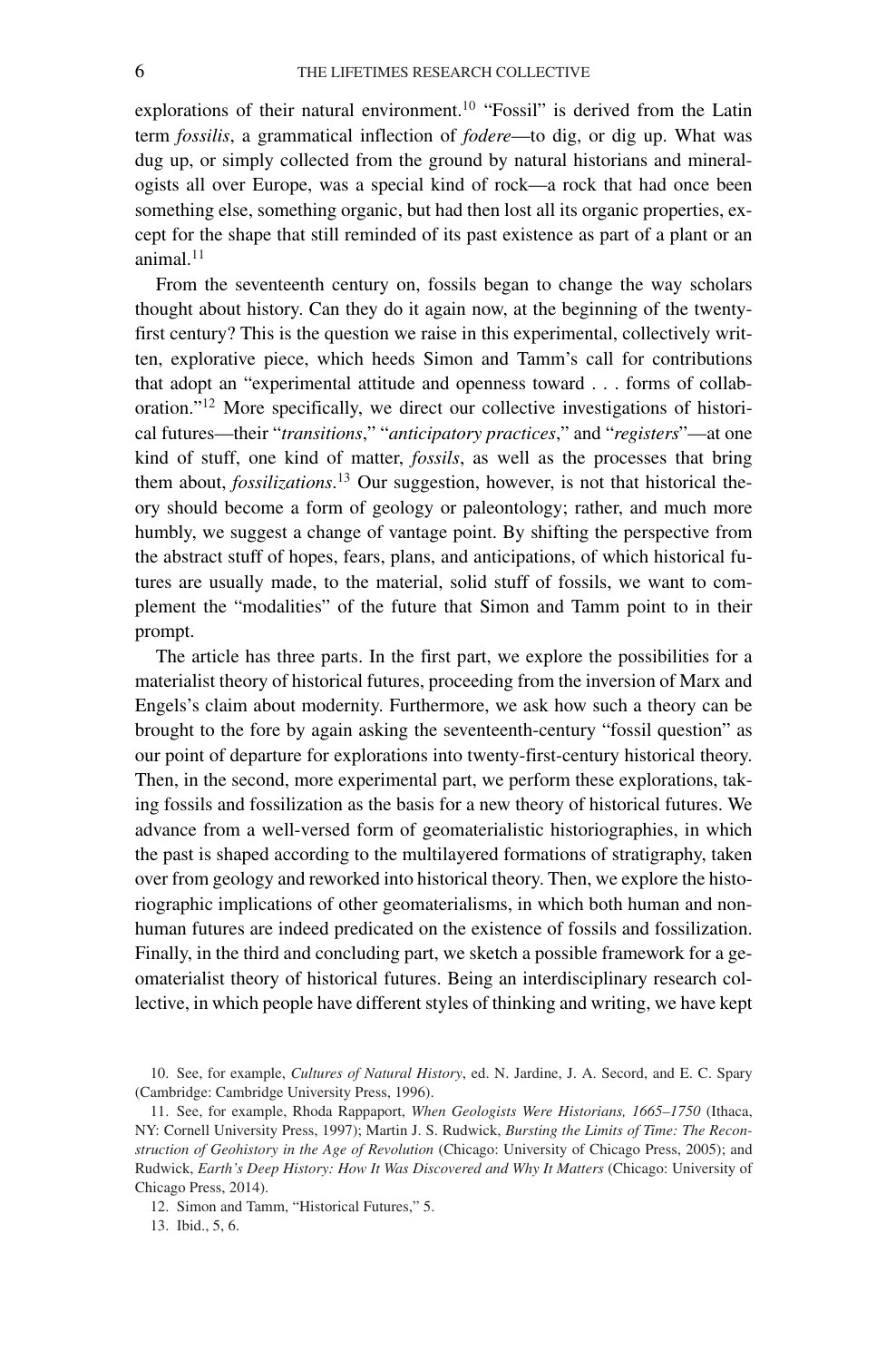explorations of their natural environment.[10] "Fossil" is derived from the Latin term *fossilis*, a grammatical inflection of *fodere*—to dig, or dig up. What was dug up, or simply collected from the ground by natural historians and mineralogists all over Europe, was a special kind of rock—a rock that had once been something else, something organic, but had then lost all its organic properties, except for the shape that still reminded of its past existence as part of a plant or an animal.[11]

From the seventeenth century on, fossils began to change the way scholars thought about history. Can they do it again now, at the beginning of the twenty-first century? This is the question we raise in this experimental, collectively written, explorative piece, which heeds Simon and Tamm's call for contributions that adopt an "experimental attitude and openness toward . . . forms of collaboration."[12] More specifically, we direct our collective investigations of historical futures—their "*transitions*," "*anticipatory practices*," and "*registers*"—at one kind of stuff, one kind of matter, *fossils*, as well as the processes that bring them about, *fossilizations*.[13] Our suggestion, however, is not that historical theory should become a form of geology or paleontology; rather, and much more humbly, we suggest a change of vantage point. By shifting the perspective from the abstract stuff of hopes, fears, plans, and anticipations, of which historical futures are usually made, to the material, solid stuff of fossils, we want to complement the "modalities" of the future that Simon and Tamm point to in their prompt.

The article has three parts. In the first part, we explore the possibilities for a materialist theory of historical futures, proceeding from the inversion of Marx and Engels's claim about modernity. Furthermore, we ask how such a theory can be brought to the fore by again asking the seventeenth-century "fossil question" as our point of departure for explorations into twenty-first-century historical theory. Then, in the second, more experimental part, we perform these explorations, taking fossils and fossilization as the basis for a new theory of historical futures. We advance from a well-versed form of geomaterialistic historiographies, in which the past is shaped according to the multilayered formations of stratigraphy, taken over from geology and reworked into historical theory. Then, we explore the historiographic implications of other geomaterialisms, in which both human and nonhuman futures are indeed predicated on the existence of fossils and fossilization. Finally, in the third and concluding part, we sketch a possible framework for a geomaterialist theory of historical futures. Being an interdisciplinary research collective, in which people have different styles of thinking and writing, we have kept

10. See, for example, *Cultures of Natural History*, ed. N. Jardine, J. A. Secord, and E. C. Spary (Cambridge: Cambridge University Press, 1996).

11. See, for example, Rhoda Rappaport, *When Geologists Were Historians, 1665–1750* (Ithaca, NY: Cornell University Press, 1997); Martin J. S. Rudwick, *Bursting the Limits of Time: The Reconstruction of Geohistory in the Age of Revolution* (Chicago: University of Chicago Press, 2005); and Rudwick, *Earth's Deep History: How It Was Discovered and Why It Matters* (Chicago: University of Chicago Press, 2014).

12. Simon and Tamm, "Historical Futures," 5.

13. Ibid., 5, 6.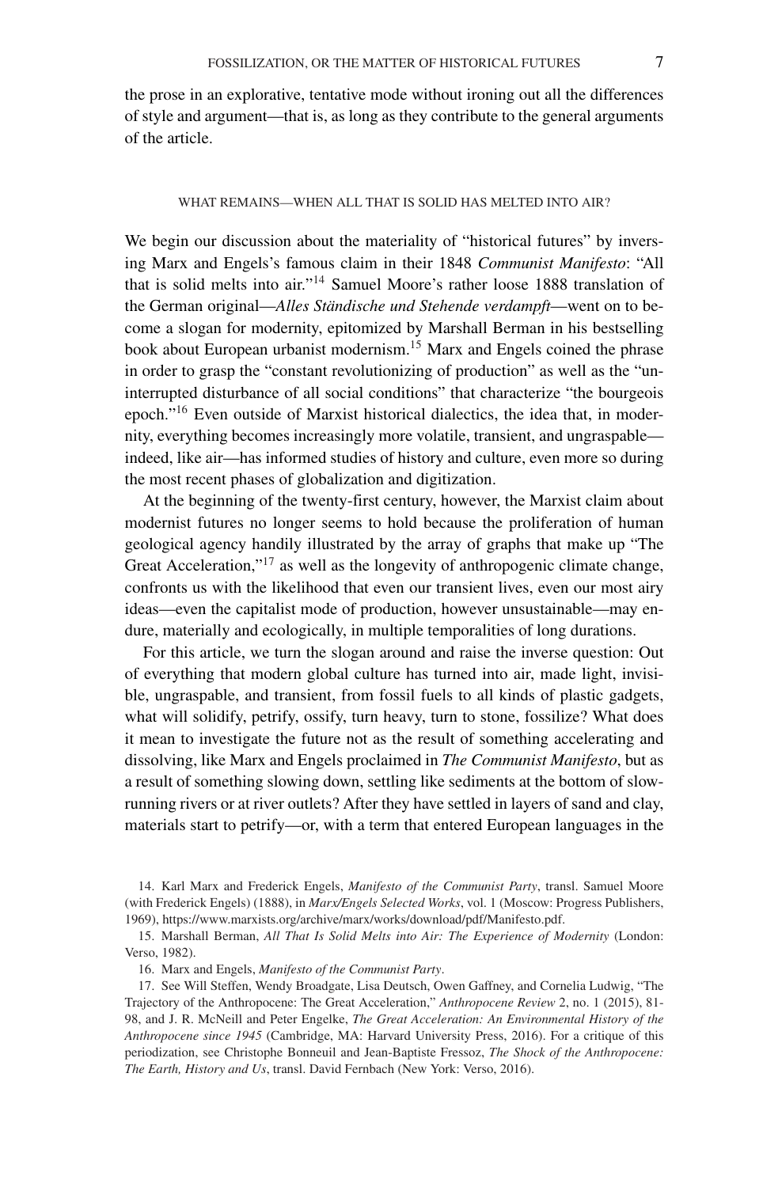the prose in an explorative, tentative mode without ironing out all the differences of style and argument—that is, as long as they contribute to the general arguments of the article.

## WHAT REMAINS—WHEN ALL THAT IS SOLID HAS MELTED INTO AIR?

We begin our discussion about the materiality of "historical futures" by inversing Marx and Engels's famous claim in their 1848 *Communist Manifesto*: "All that is solid melts into air."[14] Samuel Moore's rather loose 1888 translation of the German original—*Alles Ständische und Stehende verdampft*—went on to become a slogan for modernity, epitomized by Marshall Berman in his bestselling book about European urbanist modernism.[15] Marx and Engels coined the phrase in order to grasp the "constant revolutionizing of production" as well as the "uninterrupted disturbance of all social conditions" that characterize "the bourgeois epoch."[16] Even outside of Marxist historical dialectics, the idea that, in modernity, everything becomes increasingly more volatile, transient, and ungraspable—indeed, like air—has informed studies of history and culture, even more so during the most recent phases of globalization and digitization.

At the beginning of the twenty-first century, however, the Marxist claim about modernist futures no longer seems to hold because the proliferation of human geological agency handily illustrated by the array of graphs that make up "The Great Acceleration,"[17] as well as the longevity of anthropogenic climate change, confronts us with the likelihood that even our transient lives, even our most airy ideas—even the capitalist mode of production, however unsustainable—may endure, materially and ecologically, in multiple temporalities of long durations.

For this article, we turn the slogan around and raise the inverse question: Out of everything that modern global culture has turned into air, made light, invisible, ungraspable, and transient, from fossil fuels to all kinds of plastic gadgets, what will solidify, petrify, ossify, turn heavy, turn to stone, fossilize? What does it mean to investigate the future not as the result of something accelerating and dissolving, like Marx and Engels proclaimed in *The Communist Manifesto*, but as a result of something slowing down, settling like sediments at the bottom of slow-running rivers or at river outlets? After they have settled in layers of sand and clay, materials start to petrify—or, with a term that entered European languages in the

14. Karl Marx and Frederick Engels, *Manifesto of the Communist Party*, transl. Samuel Moore (with Frederick Engels) (1888), in *Marx/Engels Selected Works*, vol. 1 (Moscow: Progress Publishers, 1969), https://www.marxists.org/archive/marx/works/download/pdf/Manifesto.pdf.

15. Marshall Berman, *All That Is Solid Melts into Air: The Experience of Modernity* (London: Verso, 1982).

16. Marx and Engels, *Manifesto of the Communist Party*.

17. See Will Steffen, Wendy Broadgate, Lisa Deutsch, Owen Gaffney, and Cornelia Ludwig, "The Trajectory of the Anthropocene: The Great Acceleration," *Anthropocene Review* 2, no. 1 (2015), 81-98, and J. R. McNeill and Peter Engelke, *The Great Acceleration: An Environmental History of the Anthropocene since 1945* (Cambridge, MA: Harvard University Press, 2016). For a critique of this periodization, see Christophe Bonneuil and Jean-Baptiste Fressoz, *The Shock of the Anthropocene: The Earth, History and Us*, transl. David Fernbach (New York: Verso, 2016).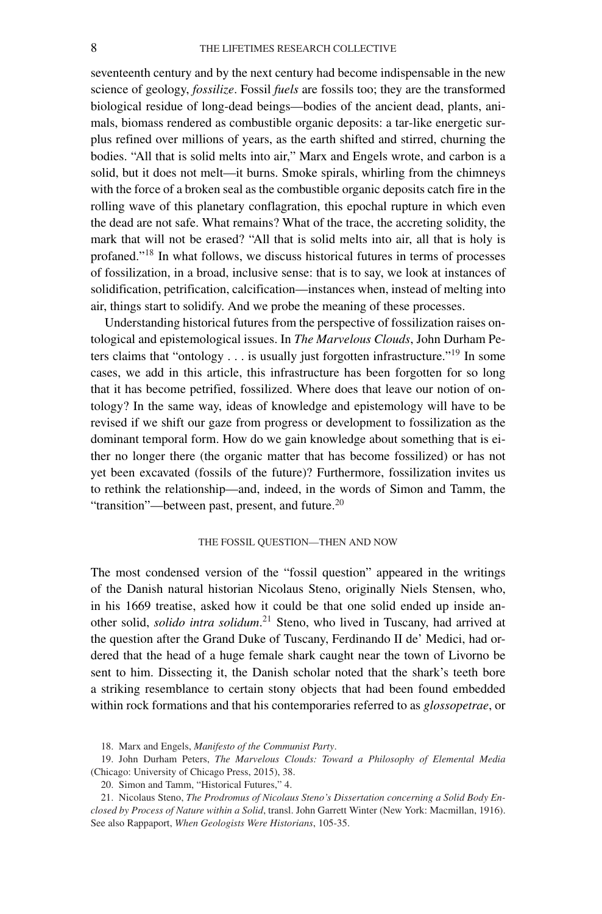seventeenth century and by the next century had become indispensable in the new science of geology, *fossilize*. Fossil *fuels* are fossils too; they are the transformed biological residue of long-dead beings—bodies of the ancient dead, plants, animals, biomass rendered as combustible organic deposits: a tar-like energetic surplus refined over millions of years, as the earth shifted and stirred, churning the bodies. "All that is solid melts into air," Marx and Engels wrote, and carbon is a solid, but it does not melt—it burns. Smoke spirals, whirling from the chimneys with the force of a broken seal as the combustible organic deposits catch fire in the rolling wave of this planetary conflagration, this epochal rupture in which even the dead are not safe. What remains? What of the trace, the accreting solidity, the mark that will not be erased? "All that is solid melts into air, all that is holy is profaned."[18] In what follows, we discuss historical futures in terms of processes of fossilization, in a broad, inclusive sense: that is to say, we look at instances of solidification, petrification, calcification—instances when, instead of melting into air, things start to solidify. And we probe the meaning of these processes.

Understanding historical futures from the perspective of fossilization raises ontological and epistemological issues. In *The Marvelous Clouds*, John Durham Peters claims that "ontology . . . is usually just forgotten infrastructure."[19] In some cases, we add in this article, this infrastructure has been forgotten for so long that it has become petrified, fossilized. Where does that leave our notion of ontology? In the same way, ideas of knowledge and epistemology will have to be revised if we shift our gaze from progress or development to fossilization as the dominant temporal form. How do we gain knowledge about something that is either no longer there (the organic matter that has become fossilized) or has not yet been excavated (fossils of the future)? Furthermore, fossilization invites us to rethink the relationship—and, indeed, in the words of Simon and Tamm, the "transition"—between past, present, and future.[20]

## THE FOSSIL QUESTION—THEN AND NOW

The most condensed version of the "fossil question" appeared in the writings of the Danish natural historian Nicolaus Steno, originally Niels Stensen, who, in his 1669 treatise, asked how it could be that one solid ended up inside another solid, *solido intra solidum*.[21] Steno, who lived in Tuscany, had arrived at the question after the Grand Duke of Tuscany, Ferdinando II de' Medici, had ordered that the head of a huge female shark caught near the town of Livorno be sent to him. Dissecting it, the Danish scholar noted that the shark's teeth bore a striking resemblance to certain stony objects that had been found embedded within rock formations and that his contemporaries referred to as *glossopetrae*, or

18. Marx and Engels, *Manifesto of the Communist Party*.

19. John Durham Peters, *The Marvelous Clouds: Toward a Philosophy of Elemental Media* (Chicago: University of Chicago Press, 2015), 38.

20. Simon and Tamm, "Historical Futures," 4.

21. Nicolaus Steno, *The Prodromus of Nicolaus Steno's Dissertation concerning a Solid Body Enclosed by Process of Nature within a Solid*, transl. John Garrett Winter (New York: Macmillan, 1916). See also Rappaport, *When Geologists Were Historians*, 105-35.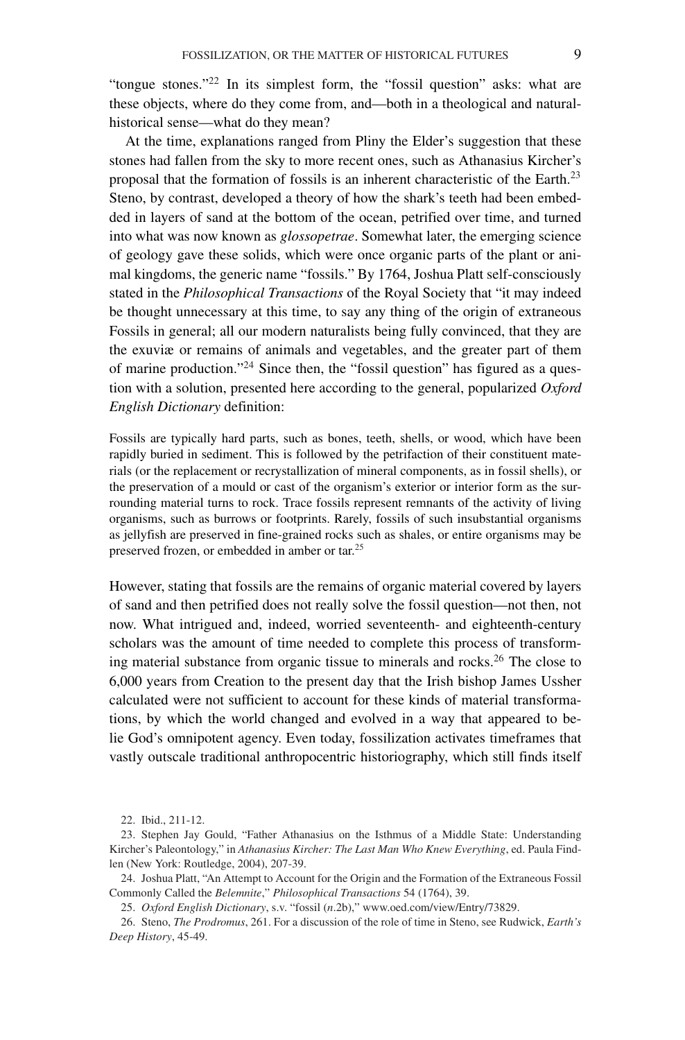"tongue stones."[22] In its simplest form, the "fossil question" asks: what are these objects, where do they come from, and—both in a theological and natural-historical sense—what do they mean?

At the time, explanations ranged from Pliny the Elder's suggestion that these stones had fallen from the sky to more recent ones, such as Athanasius Kircher's proposal that the formation of fossils is an inherent characteristic of the Earth.[23] Steno, by contrast, developed a theory of how the shark's teeth had been embedded in layers of sand at the bottom of the ocean, petrified over time, and turned into what was now known as *glossopetrae*. Somewhat later, the emerging science of geology gave these solids, which were once organic parts of the plant or animal kingdoms, the generic name "fossils." By 1764, Joshua Platt self-consciously stated in the *Philosophical Transactions* of the Royal Society that "it may indeed be thought unnecessary at this time, to say any thing of the origin of extraneous Fossils in general; all our modern naturalists being fully convinced, that they are the exuviæ or remains of animals and vegetables, and the greater part of them of marine production."[24] Since then, the "fossil question" has figured as a question with a solution, presented here according to the general, popularized *Oxford English Dictionary* definition:

> Fossils are typically hard parts, such as bones, teeth, shells, or wood, which have been rapidly buried in sediment. This is followed by the petrifaction of their constituent materials (or the replacement or recrystallization of mineral components, as in fossil shells), or the preservation of a mould or cast of the organism's exterior or interior form as the surrounding material turns to rock. Trace fossils represent remnants of the activity of living organisms, such as burrows or footprints. Rarely, fossils of such insubstantial organisms as jellyfish are preserved in fine-grained rocks such as shales, or entire organisms may be preserved frozen, or embedded in amber or tar.[25]

However, stating that fossils are the remains of organic material covered by layers of sand and then petrified does not really solve the fossil question—not then, not now. What intrigued and, indeed, worried seventeenth- and eighteenth-century scholars was the amount of time needed to complete this process of transforming material substance from organic tissue to minerals and rocks.[26] The close to 6,000 years from Creation to the present day that the Irish bishop James Ussher calculated were not sufficient to account for these kinds of material transformations, by which the world changed and evolved in a way that appeared to belie God's omnipotent agency. Even today, fossilization activates timeframes that vastly outscale traditional anthropocentric historiography, which still finds itself

22. Ibid., 211-12.

23. Stephen Jay Gould, "Father Athanasius on the Isthmus of a Middle State: Understanding Kircher's Paleontology," in *Athanasius Kircher: The Last Man Who Knew Everything*, ed. Paula Findlen (New York: Routledge, 2004), 207-39.

24. Joshua Platt, "An Attempt to Account for the Origin and the Formation of the Extraneous Fossil Commonly Called the *Belemnite*," *Philosophical Transactions* 54 (1764), 39.

25. *Oxford English Dictionary*, s.v. "fossil (*n*.2b)," www.oed.com/view/Entry/73829.

26. Steno, *The Prodromus*, 261. For a discussion of the role of time in Steno, see Rudwick, *Earth's Deep History*, 45-49.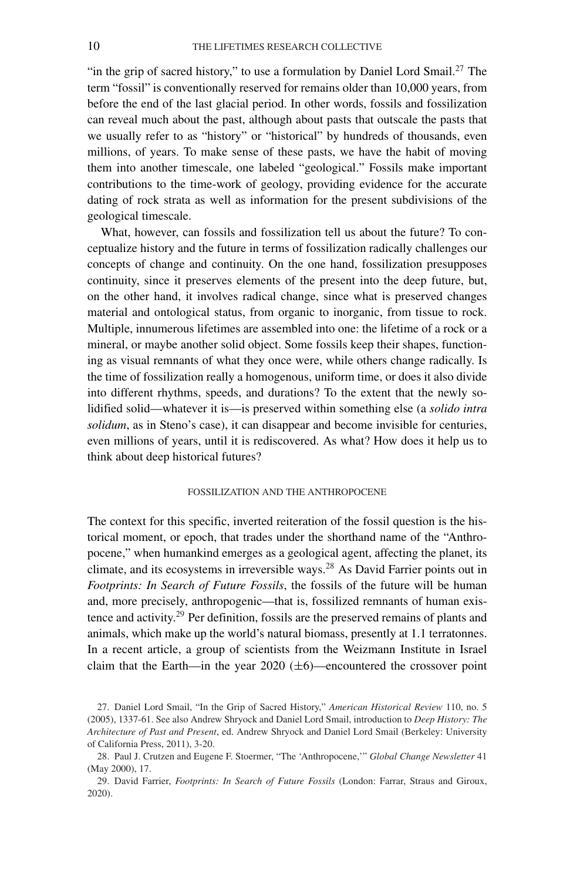"in the grip of sacred history," to use a formulation by Daniel Lord Smail.[27] The term "fossil" is conventionally reserved for remains older than 10,000 years, from before the end of the last glacial period. In other words, fossils and fossilization can reveal much about the past, although about pasts that outscale the pasts that we usually refer to as "history" or "historical" by hundreds of thousands, even millions, of years. To make sense of these pasts, we have the habit of moving them into another timescale, one labeled "geological." Fossils make important contributions to the time-work of geology, providing evidence for the accurate dating of rock strata as well as information for the present subdivisions of the geological timescale.

What, however, can fossils and fossilization tell us about the future? To conceptualize history and the future in terms of fossilization radically challenges our concepts of change and continuity. On the one hand, fossilization presupposes continuity, since it preserves elements of the present into the deep future, but, on the other hand, it involves radical change, since what is preserved changes material and ontological status, from organic to inorganic, from tissue to rock. Multiple, innumerous lifetimes are assembled into one: the lifetime of a rock or a mineral, or maybe another solid object. Some fossils keep their shapes, functioning as visual remnants of what they once were, while others change radically. Is the time of fossilization really a homogenous, uniform time, or does it also divide into different rhythms, speeds, and durations? To the extent that the newly solidified solid—whatever it is—is preserved within something else (a *solido intra solidum*, as in Steno's case), it can disappear and become invisible for centuries, even millions of years, until it is rediscovered. As what? How does it help us to think about deep historical futures?

## FOSSILIZATION AND THE ANTHROPOCENE

The context for this specific, inverted reiteration of the fossil question is the historical moment, or epoch, that trades under the shorthand name of the "Anthropocene," when humankind emerges as a geological agent, affecting the planet, its climate, and its ecosystems in irreversible ways.[28] As David Farrier points out in *Footprints: In Search of Future Fossils*, the fossils of the future will be human and, more precisely, anthropogenic—that is, fossilized remnants of human existence and activity.[29] Per definition, fossils are the preserved remains of plants and animals, which make up the world's natural biomass, presently at 1.1 terratonnes. In a recent article, a group of scientists from the Weizmann Institute in Israel claim that the Earth—in the year 2020 ($\pm$6)—encountered the crossover point

27. Daniel Lord Smail, "In the Grip of Sacred History," *American Historical Review* 110, no. 5 (2005), 1337-61. See also Andrew Shryock and Daniel Lord Smail, introduction to *Deep History: The Architecture of Past and Present*, ed. Andrew Shryock and Daniel Lord Smail (Berkeley: University of California Press, 2011), 3-20.

28. Paul J. Crutzen and Eugene F. Stoermer, "The 'Anthropocene,'" *Global Change Newsletter* 41 (May 2000), 17.

29. David Farrier, *Footprints: In Search of Future Fossils* (London: Farrar, Straus and Giroux, 2020).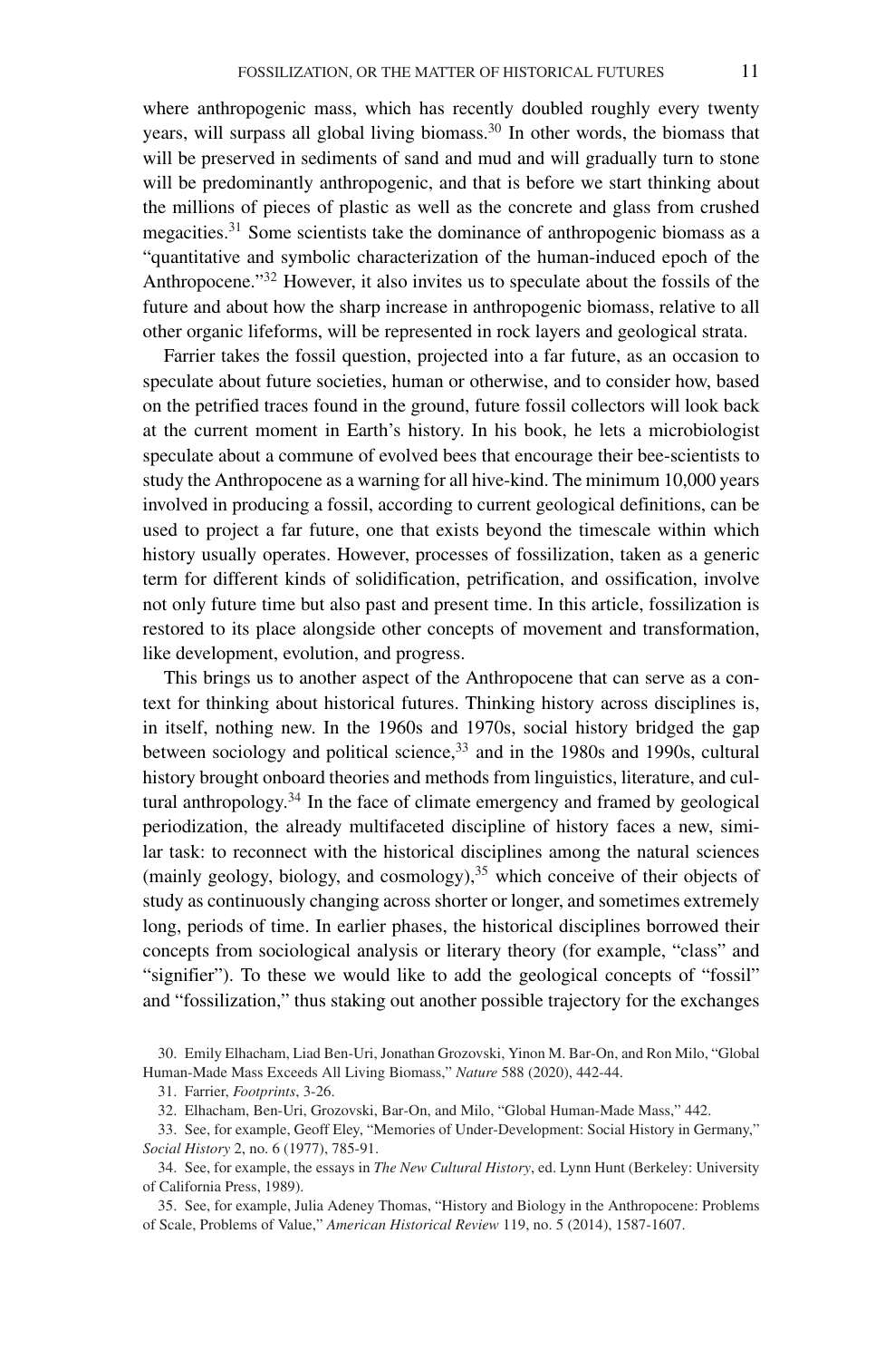where anthropogenic mass, which has recently doubled roughly every twenty years, will surpass all global living biomass.[30] In other words, the biomass that will be preserved in sediments of sand and mud and will gradually turn to stone will be predominantly anthropogenic, and that is before we start thinking about the millions of pieces of plastic as well as the concrete and glass from crushed megacities.[31] Some scientists take the dominance of anthropogenic biomass as a "quantitative and symbolic characterization of the human-induced epoch of the Anthropocene."[32] However, it also invites us to speculate about the fossils of the future and about how the sharp increase in anthropogenic biomass, relative to all other organic lifeforms, will be represented in rock layers and geological strata.

Farrier takes the fossil question, projected into a far future, as an occasion to speculate about future societies, human or otherwise, and to consider how, based on the petrified traces found in the ground, future fossil collectors will look back at the current moment in Earth's history. In his book, he lets a microbiologist speculate about a commune of evolved bees that encourage their bee-scientists to study the Anthropocene as a warning for all hive-kind. The minimum 10,000 years involved in producing a fossil, according to current geological definitions, can be used to project a far future, one that exists beyond the timescale within which history usually operates. However, processes of fossilization, taken as a generic term for different kinds of solidification, petrification, and ossification, involve not only future time but also past and present time. In this article, fossilization is restored to its place alongside other concepts of movement and transformation, like development, evolution, and progress.

This brings us to another aspect of the Anthropocene that can serve as a context for thinking about historical futures. Thinking history across disciplines is, in itself, nothing new. In the 1960s and 1970s, social history bridged the gap between sociology and political science,[33] and in the 1980s and 1990s, cultural history brought onboard theories and methods from linguistics, literature, and cultural anthropology.[34] In the face of climate emergency and framed by geological periodization, the already multifaceted discipline of history faces a new, similar task: to reconnect with the historical disciplines among the natural sciences (mainly geology, biology, and cosmology),[35] which conceive of their objects of study as continuously changing across shorter or longer, and sometimes extremely long, periods of time. In earlier phases, the historical disciplines borrowed their concepts from sociological analysis or literary theory (for example, "class" and "signifier"). To these we would like to add the geological concepts of "fossil" and "fossilization," thus staking out another possible trajectory for the exchanges

30. Emily Elhacham, Liad Ben-Uri, Jonathan Grozovski, Yinon M. Bar-On, and Ron Milo, "Global Human-Made Mass Exceeds All Living Biomass," *Nature* 588 (2020), 442-44.

31. Farrier, *Footprints*, 3-26.

32. Elhacham, Ben-Uri, Grozovski, Bar-On, and Milo, "Global Human-Made Mass," 442.

33. See, for example, Geoff Eley, "Memories of Under-Development: Social History in Germany," *Social History* 2, no. 6 (1977), 785-91.

34. See, for example, the essays in *The New Cultural History*, ed. Lynn Hunt (Berkeley: University of California Press, 1989).

35. See, for example, Julia Adeney Thomas, "History and Biology in the Anthropocene: Problems of Scale, Problems of Value," *American Historical Review* 119, no. 5 (2014), 1587-1607.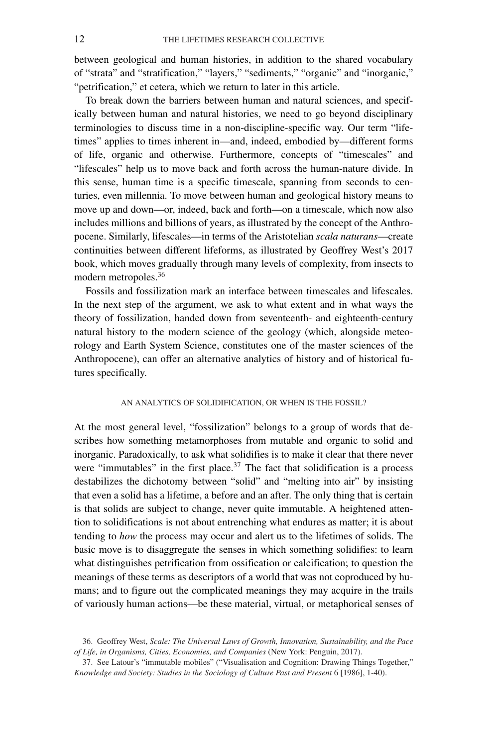between geological and human histories, in addition to the shared vocabulary of "strata" and "stratification," "layers," "sediments," "organic" and "inorganic," "petrification," et cetera, which we return to later in this article.

To break down the barriers between human and natural sciences, and specifically between human and natural histories, we need to go beyond disciplinary terminologies to discuss time in a non-discipline-specific way. Our term "lifetimes" applies to times inherent in—and, indeed, embodied by—different forms of life, organic and otherwise. Furthermore, concepts of "timescales" and "lifescales" help us to move back and forth across the human-nature divide. In this sense, human time is a specific timescale, spanning from seconds to centuries, even millennia. To move between human and geological history means to move up and down—or, indeed, back and forth—on a timescale, which now also includes millions and billions of years, as illustrated by the concept of the Anthropocene. Similarly, lifescales—in terms of the Aristotelian *scala naturans*—create continuities between different lifeforms, as illustrated by Geoffrey West's 2017 book, which moves gradually through many levels of complexity, from insects to modern metropoles.[36]

Fossils and fossilization mark an interface between timescales and lifescales. In the next step of the argument, we ask to what extent and in what ways the theory of fossilization, handed down from seventeenth- and eighteenth-century natural history to the modern science of the geology (which, alongside meteorology and Earth System Science, constitutes one of the master sciences of the Anthropocene), can offer an alternative analytics of history and of historical futures specifically.

## AN ANALYTICS OF SOLIDIFICATION, OR WHEN IS THE FOSSIL?

At the most general level, "fossilization" belongs to a group of words that describes how something metamorphoses from mutable and organic to solid and inorganic. Paradoxically, to ask what solidifies is to make it clear that there never were "immutables" in the first place.[37] The fact that solidification is a process destabilizes the dichotomy between "solid" and "melting into air" by insisting that even a solid has a lifetime, a before and an after. The only thing that is certain is that solids are subject to change, never quite immutable. A heightened attention to solidifications is not about entrenching what endures as matter; it is about tending to *how* the process may occur and alert us to the lifetimes of solids. The basic move is to disaggregate the senses in which something solidifies: to learn what distinguishes petrification from ossification or calcification; to question the meanings of these terms as descriptors of a world that was not coproduced by humans; and to figure out the complicated meanings they may acquire in the trails of variously human actions—be these material, virtual, or metaphorical senses of

36. Geoffrey West, *Scale: The Universal Laws of Growth, Innovation, Sustainability, and the Pace of Life, in Organisms, Cities, Economies, and Companies* (New York: Penguin, 2017).

37. See Latour's "immutable mobiles" ("Visualisation and Cognition: Drawing Things Together," *Knowledge and Society: Studies in the Sociology of Culture Past and Present* 6 [1986], 1-40).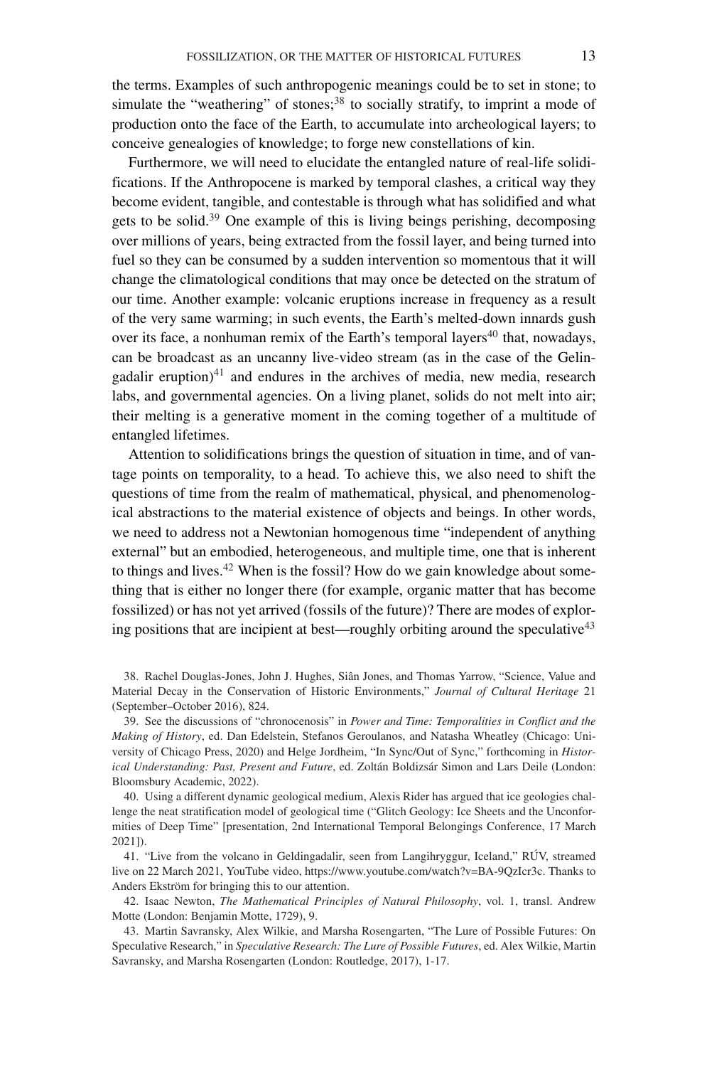the terms. Examples of such anthropogenic meanings could be to set in stone; to simulate the "weathering" of stones;[38] to socially stratify, to imprint a mode of production onto the face of the Earth, to accumulate into archeological layers; to conceive genealogies of knowledge; to forge new constellations of kin.

Furthermore, we will need to elucidate the entangled nature of real-life solidifications. If the Anthropocene is marked by temporal clashes, a critical way they become evident, tangible, and contestable is through what has solidified and what gets to be solid.[39] One example of this is living beings perishing, decomposing over millions of years, being extracted from the fossil layer, and being turned into fuel so they can be consumed by a sudden intervention so momentous that it will change the climatological conditions that may once be detected on the stratum of our time. Another example: volcanic eruptions increase in frequency as a result of the very same warming; in such events, the Earth's melted-down innards gush over its face, a nonhuman remix of the Earth's temporal layers[40] that, nowadays, can be broadcast as an uncanny live-video stream (as in the case of the Gelingadalir eruption)[41] and endures in the archives of media, new media, research labs, and governmental agencies. On a living planet, solids do not melt into air; their melting is a generative moment in the coming together of a multitude of entangled lifetimes.

Attention to solidifications brings the question of situation in time, and of vantage points on temporality, to a head. To achieve this, we also need to shift the questions of time from the realm of mathematical, physical, and phenomenological abstractions to the material existence of objects and beings. In other words, we need to address not a Newtonian homogenous time "independent of anything external" but an embodied, heterogeneous, and multiple time, one that is inherent to things and lives.[42] When is the fossil? How do we gain knowledge about something that is either no longer there (for example, organic matter that has become fossilized) or has not yet arrived (fossils of the future)? There are modes of exploring positions that are incipient at best—roughly orbiting around the speculative[43]

38. Rachel Douglas-Jones, John J. Hughes, Siân Jones, and Thomas Yarrow, "Science, Value and Material Decay in the Conservation of Historic Environments," *Journal of Cultural Heritage* 21 (September–October 2016), 824.

39. See the discussions of "chronocenosis" in *Power and Time: Temporalities in Conflict and the Making of History*, ed. Dan Edelstein, Stefanos Geroulanos, and Natasha Wheatley (Chicago: University of Chicago Press, 2020) and Helge Jordheim, "In Sync/Out of Sync," forthcoming in *Historical Understanding: Past, Present and Future*, ed. Zoltán Boldizsár Simon and Lars Deile (London: Bloomsbury Academic, 2022).

40. Using a different dynamic geological medium, Alexis Rider has argued that ice geologies challenge the neat stratification model of geological time ("Glitch Geology: Ice Sheets and the Unconformities of Deep Time" [presentation, 2nd International Temporal Belongings Conference, 17 March 2021]).

41. "Live from the volcano in Geldingadalir, seen from Langihryggur, Iceland," RÚV, streamed live on 22 March 2021, YouTube video, https://www.youtube.com/watch?v=BA-9QzIcr3c. Thanks to Anders Ekström for bringing this to our attention.

42. Isaac Newton, *The Mathematical Principles of Natural Philosophy*, vol. 1, transl. Andrew Motte (London: Benjamin Motte, 1729), 9.

43. Martin Savransky, Alex Wilkie, and Marsha Rosengarten, "The Lure of Possible Futures: On Speculative Research," in *Speculative Research: The Lure of Possible Futures*, ed. Alex Wilkie, Martin Savransky, and Marsha Rosengarten (London: Routledge, 2017), 1-17.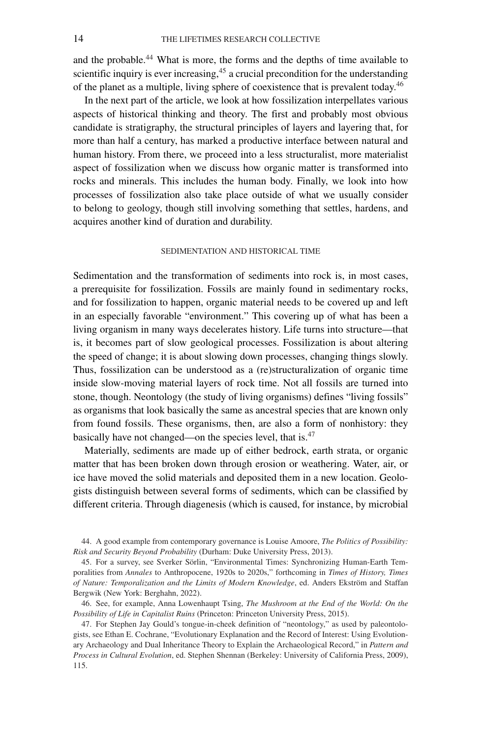and the probable.[44] What is more, the forms and the depths of time available to scientific inquiry is ever increasing,[45] a crucial precondition for the understanding of the planet as a multiple, living sphere of coexistence that is prevalent today.[46]

In the next part of the article, we look at how fossilization interpellates various aspects of historical thinking and theory. The first and probably most obvious candidate is stratigraphy, the structural principles of layers and layering that, for more than half a century, has marked a productive interface between natural and human history. From there, we proceed into a less structuralist, more materialist aspect of fossilization when we discuss how organic matter is transformed into rocks and minerals. This includes the human body. Finally, we look into how processes of fossilization also take place outside of what we usually consider to belong to geology, though still involving something that settles, hardens, and acquires another kind of duration and durability.

## SEDIMENTATION AND HISTORICAL TIME

Sedimentation and the transformation of sediments into rock is, in most cases, a prerequisite for fossilization. Fossils are mainly found in sedimentary rocks, and for fossilization to happen, organic material needs to be covered up and left in an especially favorable "environment." This covering up of what has been a living organism in many ways decelerates history. Life turns into structure—that is, it becomes part of slow geological processes. Fossilization is about altering the speed of change; it is about slowing down processes, changing things slowly. Thus, fossilization can be understood as a (re)structuralization of organic time inside slow-moving material layers of rock time. Not all fossils are turned into stone, though. Neontology (the study of living organisms) defines "living fossils" as organisms that look basically the same as ancestral species that are known only from found fossils. These organisms, then, are also a form of nonhistory: they basically have not changed—on the species level, that is.[47]

Materially, sediments are made up of either bedrock, earth strata, or organic matter that has been broken down through erosion or weathering. Water, air, or ice have moved the solid materials and deposited them in a new location. Geologists distinguish between several forms of sediments, which can be classified by different criteria. Through diagenesis (which is caused, for instance, by microbial

44. A good example from contemporary governance is Louise Amoore, *The Politics of Possibility: Risk and Security Beyond Probability* (Durham: Duke University Press, 2013).

45. For a survey, see Sverker Sörlin, "Environmental Times: Synchronizing Human-Earth Temporalities from *Annales* to Anthropocene, 1920s to 2020s," forthcoming in *Times of History, Times of Nature: Temporalization and the Limits of Modern Knowledge*, ed. Anders Ekström and Staffan Bergwik (New York: Berghahn, 2022).

46. See, for example, Anna Lowenhaupt Tsing, *The Mushroom at the End of the World: On the Possibility of Life in Capitalist Ruins* (Princeton: Princeton University Press, 2015).

47. For Stephen Jay Gould's tongue-in-cheek definition of "neontology," as used by paleontologists, see Ethan E. Cochrane, "Evolutionary Explanation and the Record of Interest: Using Evolutionary Archaeology and Dual Inheritance Theory to Explain the Archaeological Record," in *Pattern and Process in Cultural Evolution*, ed. Stephen Shennan (Berkeley: University of California Press, 2009), 115.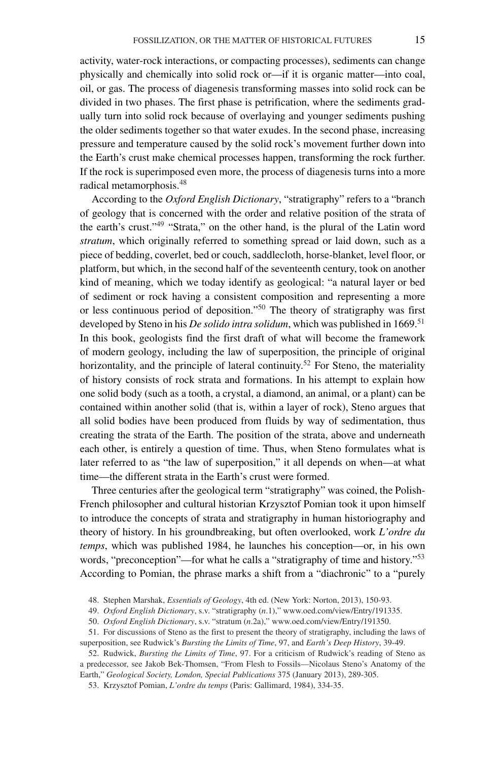activity, water-rock interactions, or compacting processes), sediments can change physically and chemically into solid rock or—if it is organic matter—into coal, oil, or gas. The process of diagenesis transforming masses into solid rock can be divided in two phases. The first phase is petrification, where the sediments gradually turn into solid rock because of overlaying and younger sediments pushing the older sediments together so that water exudes. In the second phase, increasing pressure and temperature caused by the solid rock's movement further down into the Earth's crust make chemical processes happen, transforming the rock further. If the rock is superimposed even more, the process of diagenesis turns into a more radical metamorphosis.[48]

According to the *Oxford English Dictionary*, "stratigraphy" refers to a "branch of geology that is concerned with the order and relative position of the strata of the earth's crust."[49] "Strata," on the other hand, is the plural of the Latin word *stratum*, which originally referred to something spread or laid down, such as a piece of bedding, coverlet, bed or couch, saddlecloth, horse-blanket, level floor, or platform, but which, in the second half of the seventeenth century, took on another kind of meaning, which we today identify as geological: "a natural layer or bed of sediment or rock having a consistent composition and representing a more or less continuous period of deposition."[50] The theory of stratigraphy was first developed by Steno in his *De solido intra solidum*, which was published in 1669.[51] In this book, geologists find the first draft of what will become the framework of modern geology, including the law of superposition, the principle of original horizontality, and the principle of lateral continuity.[52] For Steno, the materiality of history consists of rock strata and formations. In his attempt to explain how one solid body (such as a tooth, a crystal, a diamond, an animal, or a plant) can be contained within another solid (that is, within a layer of rock), Steno argues that all solid bodies have been produced from fluids by way of sedimentation, thus creating the strata of the Earth. The position of the strata, above and underneath each other, is entirely a question of time. Thus, when Steno formulates what is later referred to as "the law of superposition," it all depends on when—at what time—the different strata in the Earth's crust were formed.

Three centuries after the geological term "stratigraphy" was coined, the Polish-French philosopher and cultural historian Krzysztof Pomian took it upon himself to introduce the concepts of strata and stratigraphy in human historiography and theory of history. In his groundbreaking, but often overlooked, work *L'ordre du temps*, which was published 1984, he launches his conception—or, in his own words, "preconception"—for what he calls a "stratigraphy of time and history."[53] According to Pomian, the phrase marks a shift from a "diachronic" to a "purely

48. Stephen Marshak, *Essentials of Geology*, 4th ed. (New York: Norton, 2013), 150-93.

49. *Oxford English Dictionary*, s.v. "stratigraphy (*n*.1)," www.oed.com/view/Entry/191335.

50. *Oxford English Dictionary*, s.v. "stratum (*n*.2a)," www.oed.com/view/Entry/191350.

51. For discussions of Steno as the first to present the theory of stratigraphy, including the laws of superposition, see Rudwick's *Bursting the Limits of Time*, 97, and *Earth's Deep History*, 39-49.

52. Rudwick, *Bursting the Limits of Time*, 97. For a criticism of Rudwick's reading of Steno as a predecessor, see Jakob Bek-Thomsen, "From Flesh to Fossils—Nicolaus Steno's Anatomy of the Earth," *Geological Society, London, Special Publications* 375 (January 2013), 289-305.

53. Krzysztof Pomian, *L'ordre du temps* (Paris: Gallimard, 1984), 334-35.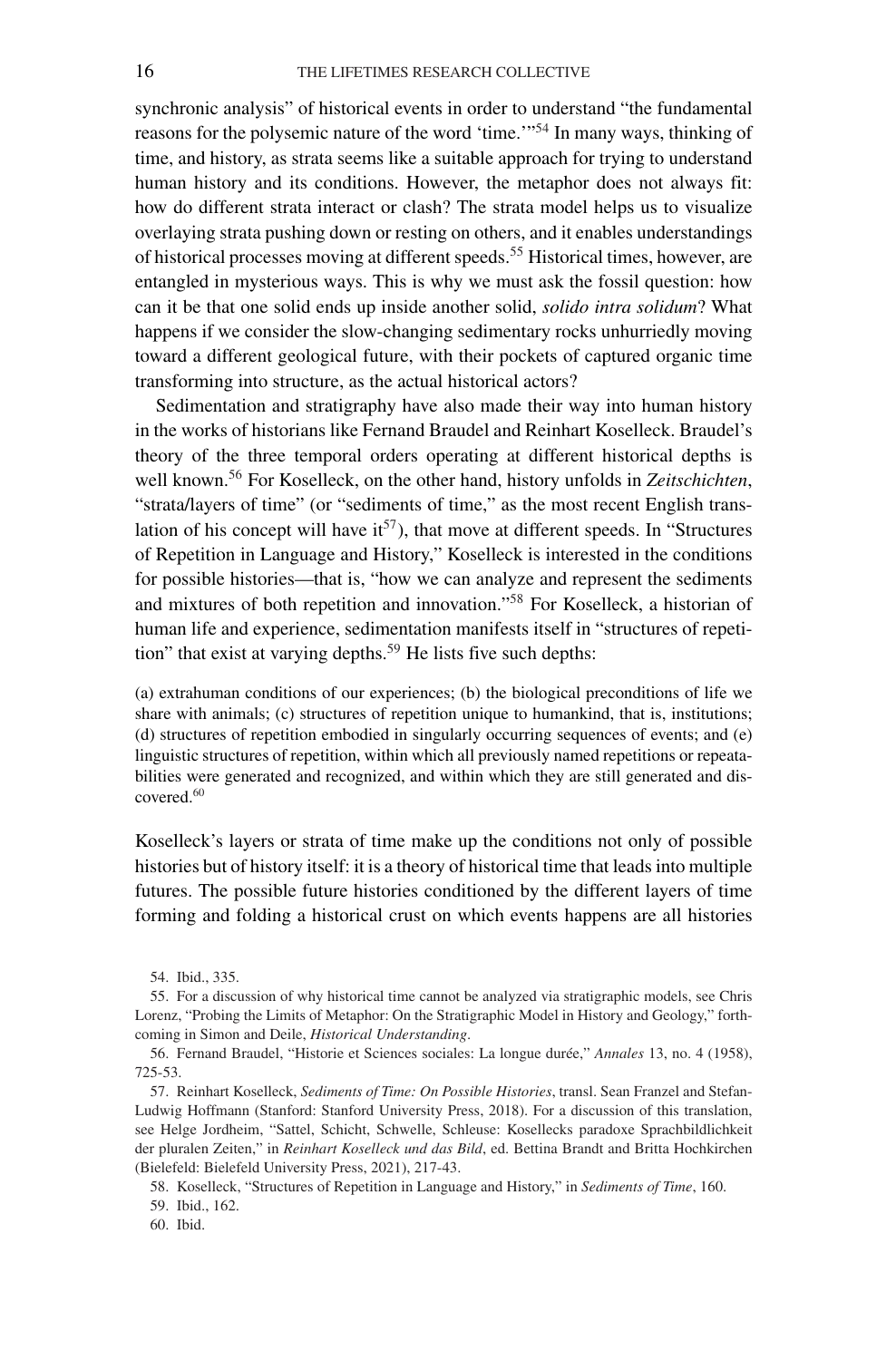synchronic analysis" of historical events in order to understand "the fundamental reasons for the polysemic nature of the word 'time.'"[54] In many ways, thinking of time, and history, as strata seems like a suitable approach for trying to understand human history and its conditions. However, the metaphor does not always fit: how do different strata interact or clash? The strata model helps us to visualize overlaying strata pushing down or resting on others, and it enables understandings of historical processes moving at different speeds.[55] Historical times, however, are entangled in mysterious ways. This is why we must ask the fossil question: how can it be that one solid ends up inside another solid, *solido intra solidum*? What happens if we consider the slow-changing sedimentary rocks unhurriedly moving toward a different geological future, with their pockets of captured organic time transforming into structure, as the actual historical actors?

Sedimentation and stratigraphy have also made their way into human history in the works of historians like Fernand Braudel and Reinhart Koselleck. Braudel's theory of the three temporal orders operating at different historical depths is well known.[56] For Koselleck, on the other hand, history unfolds in *Zeitschichten*, "strata/layers of time" (or "sediments of time," as the most recent English translation of his concept will have it[57]), that move at different speeds. In "Structures of Repetition in Language and History," Koselleck is interested in the conditions for possible histories—that is, "how we can analyze and represent the sediments and mixtures of both repetition and innovation."[58] For Koselleck, a historian of human life and experience, sedimentation manifests itself in "structures of repetition" that exist at varying depths.[59] He lists five such depths:

> (a) extrahuman conditions of our experiences; (b) the biological preconditions of life we share with animals; (c) structures of repetition unique to humankind, that is, institutions; (d) structures of repetition embodied in singularly occurring sequences of events; and (e) linguistic structures of repetition, within which all previously named repetitions or repeatabilities were generated and recognized, and within which they are still generated and discovered.[60]

Koselleck's layers or strata of time make up the conditions not only of possible histories but of history itself: it is a theory of historical time that leads into multiple futures. The possible future histories conditioned by the different layers of time forming and folding a historical crust on which events happens are all histories

54. Ibid., 335.

55. For a discussion of why historical time cannot be analyzed via stratigraphic models, see Chris Lorenz, "Probing the Limits of Metaphor: On the Stratigraphic Model in History and Geology," forthcoming in Simon and Deile, *Historical Understanding*.

56. Fernand Braudel, "Historie et Sciences sociales: La longue durée," *Annales* 13, no. 4 (1958), 725-53.

57. Reinhart Koselleck, *Sediments of Time: On Possible Histories*, transl. Sean Franzel and Stefan-Ludwig Hoffmann (Stanford: Stanford University Press, 2018). For a discussion of this translation, see Helge Jordheim, "Sattel, Schicht, Schwelle, Schleuse: Kosellecks paradoxe Sprachbildlichkeit der pluralen Zeiten," in *Reinhart Koselleck und das Bild*, ed. Bettina Brandt and Britta Hochkirchen (Bielefeld: Bielefeld University Press, 2021), 217-43.

58. Koselleck, "Structures of Repetition in Language and History," in *Sediments of Time*, 160.

59. Ibid., 162.

60. Ibid.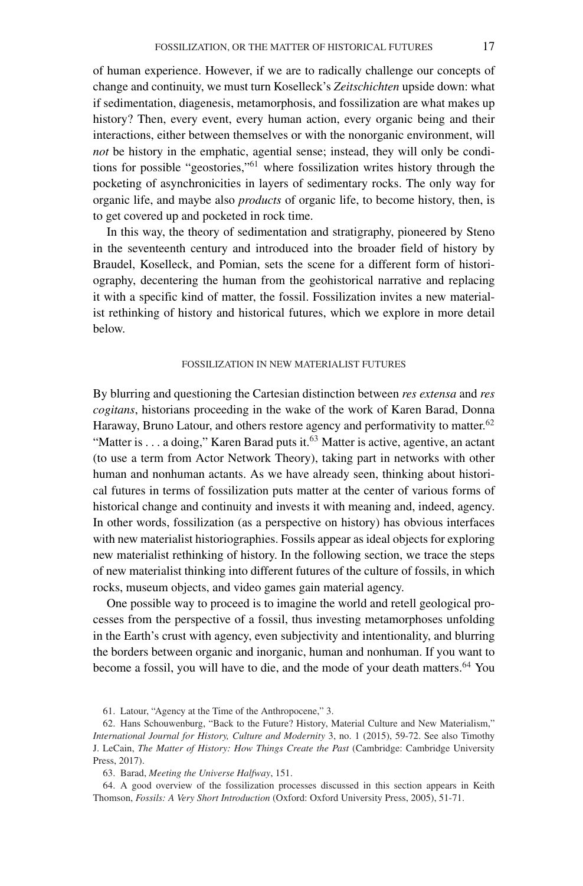of human experience. However, if we are to radically challenge our concepts of change and continuity, we must turn Koselleck's *Zeitschichten* upside down: what if sedimentation, diagenesis, metamorphosis, and fossilization are what makes up history? Then, every event, every human action, every organic being and their interactions, either between themselves or with the nonorganic environment, will *not* be history in the emphatic, agential sense; instead, they will only be conditions for possible "geostories,"[61] where fossilization writes history through the pocketing of asynchronicities in layers of sedimentary rocks. The only way for organic life, and maybe also *products* of organic life, to become history, then, is to get covered up and pocketed in rock time.

In this way, the theory of sedimentation and stratigraphy, pioneered by Steno in the seventeenth century and introduced into the broader field of history by Braudel, Koselleck, and Pomian, sets the scene for a different form of historiography, decentering the human from the geohistorical narrative and replacing it with a specific kind of matter, the fossil. Fossilization invites a new materialist rethinking of history and historical futures, which we explore in more detail below.

## FOSSILIZATION IN NEW MATERIALIST FUTURES

By blurring and questioning the Cartesian distinction between *res extensa* and *res cogitans*, historians proceeding in the wake of the work of Karen Barad, Donna Haraway, Bruno Latour, and others restore agency and performativity to matter.[62] "Matter is . . . a doing," Karen Barad puts it.[63] Matter is active, agentive, an actant (to use a term from Actor Network Theory), taking part in networks with other human and nonhuman actants. As we have already seen, thinking about historical futures in terms of fossilization puts matter at the center of various forms of historical change and continuity and invests it with meaning and, indeed, agency. In other words, fossilization (as a perspective on history) has obvious interfaces with new materialist historiographies. Fossils appear as ideal objects for exploring new materialist rethinking of history. In the following section, we trace the steps of new materialist thinking into different futures of the culture of fossils, in which rocks, museum objects, and video games gain material agency.

One possible way to proceed is to imagine the world and retell geological processes from the perspective of a fossil, thus investing metamorphoses unfolding in the Earth's crust with agency, even subjectivity and intentionality, and blurring the borders between organic and inorganic, human and nonhuman. If you want to become a fossil, you will have to die, and the mode of your death matters.[64] You

61. Latour, "Agency at the Time of the Anthropocene," 3.

62. Hans Schouwenburg, "Back to the Future? History, Material Culture and New Materialism," *International Journal for History, Culture and Modernity* 3, no. 1 (2015), 59-72. See also Timothy J. LeCain, *The Matter of History: How Things Create the Past* (Cambridge: Cambridge University Press, 2017).

63. Barad, *Meeting the Universe Halfway*, 151.

64. A good overview of the fossilization processes discussed in this section appears in Keith Thomson, *Fossils: A Very Short Introduction* (Oxford: Oxford University Press, 2005), 51-71.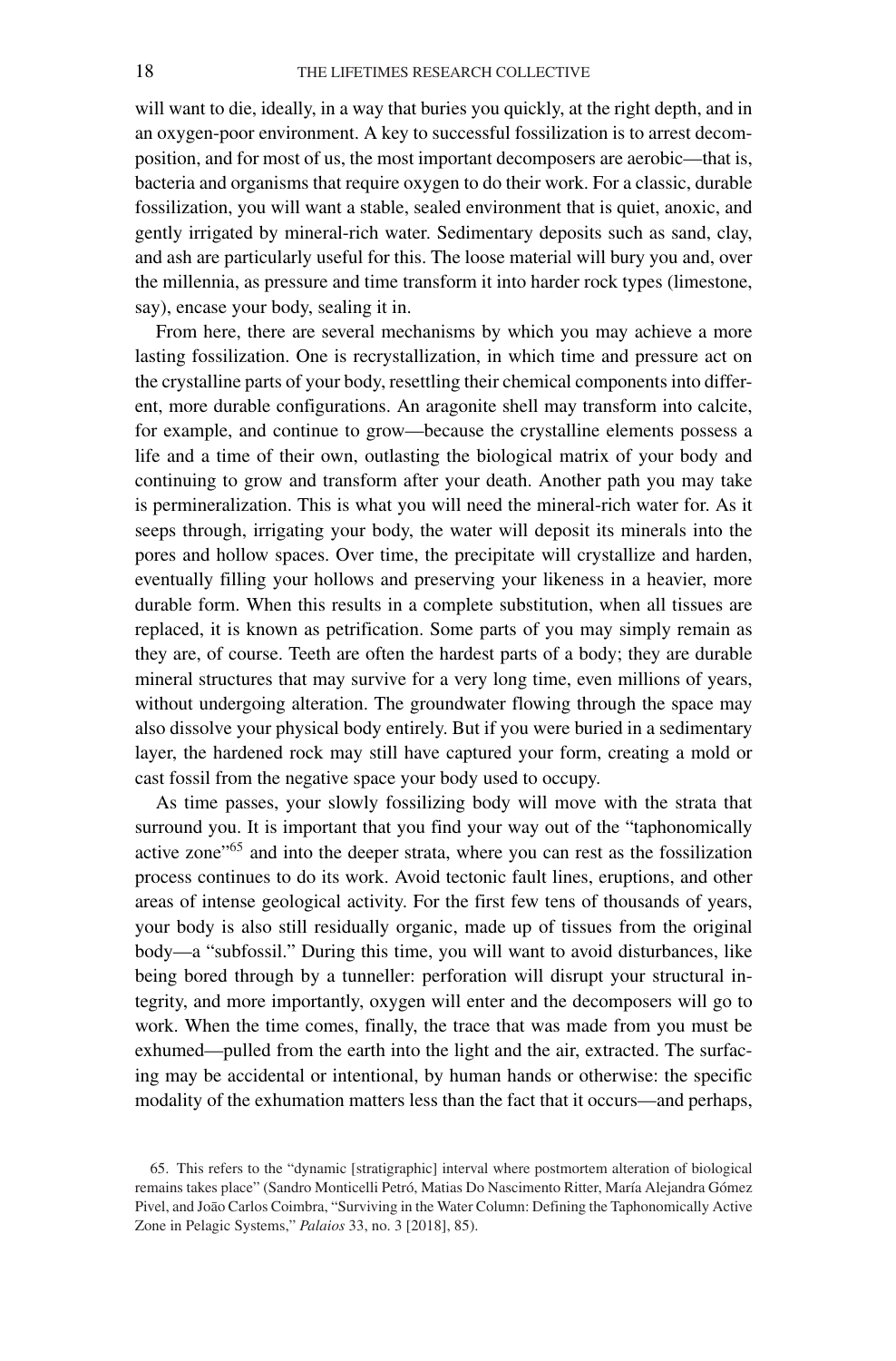will want to die, ideally, in a way that buries you quickly, at the right depth, and in an oxygen-poor environment. A key to successful fossilization is to arrest decomposition, and for most of us, the most important decomposers are aerobic—that is, bacteria and organisms that require oxygen to do their work. For a classic, durable fossilization, you will want a stable, sealed environment that is quiet, anoxic, and gently irrigated by mineral-rich water. Sedimentary deposits such as sand, clay, and ash are particularly useful for this. The loose material will bury you and, over the millennia, as pressure and time transform it into harder rock types (limestone, say), encase your body, sealing it in.

From here, there are several mechanisms by which you may achieve a more lasting fossilization. One is recrystallization, in which time and pressure act on the crystalline parts of your body, resettling their chemical components into different, more durable configurations. An aragonite shell may transform into calcite, for example, and continue to grow—because the crystalline elements possess a life and a time of their own, outlasting the biological matrix of your body and continuing to grow and transform after your death. Another path you may take is permineralization. This is what you will need the mineral-rich water for. As it seeps through, irrigating your body, the water will deposit its minerals into the pores and hollow spaces. Over time, the precipitate will crystallize and harden, eventually filling your hollows and preserving your likeness in a heavier, more durable form. When this results in a complete substitution, when all tissues are replaced, it is known as petrification. Some parts of you may simply remain as they are, of course. Teeth are often the hardest parts of a body; they are durable mineral structures that may survive for a very long time, even millions of years, without undergoing alteration. The groundwater flowing through the space may also dissolve your physical body entirely. But if you were buried in a sedimentary layer, the hardened rock may still have captured your form, creating a mold or cast fossil from the negative space your body used to occupy.

As time passes, your slowly fossilizing body will move with the strata that surround you. It is important that you find your way out of the "taphonomically active zone"[65] and into the deeper strata, where you can rest as the fossilization process continues to do its work. Avoid tectonic fault lines, eruptions, and other areas of intense geological activity. For the first few tens of thousands of years, your body is also still residually organic, made up of tissues from the original body—a "subfossil." During this time, you will want to avoid disturbances, like being bored through by a tunneller: perforation will disrupt your structural integrity, and more importantly, oxygen will enter and the decomposers will go to work. When the time comes, finally, the trace that was made from you must be exhumed—pulled from the earth into the light and the air, extracted. The surfacing may be accidental or intentional, by human hands or otherwise: the specific modality of the exhumation matters less than the fact that it occurs—and perhaps,

65. This refers to the "dynamic [stratigraphic] interval where postmortem alteration of biological remains takes place" (Sandro Monticelli Petró, Matias Do Nascimento Ritter, María Alejandra Gómez Pivel, and João Carlos Coimbra, "Surviving in the Water Column: Defining the Taphonomically Active Zone in Pelagic Systems," *Palaios* 33, no. 3 [2018], 85).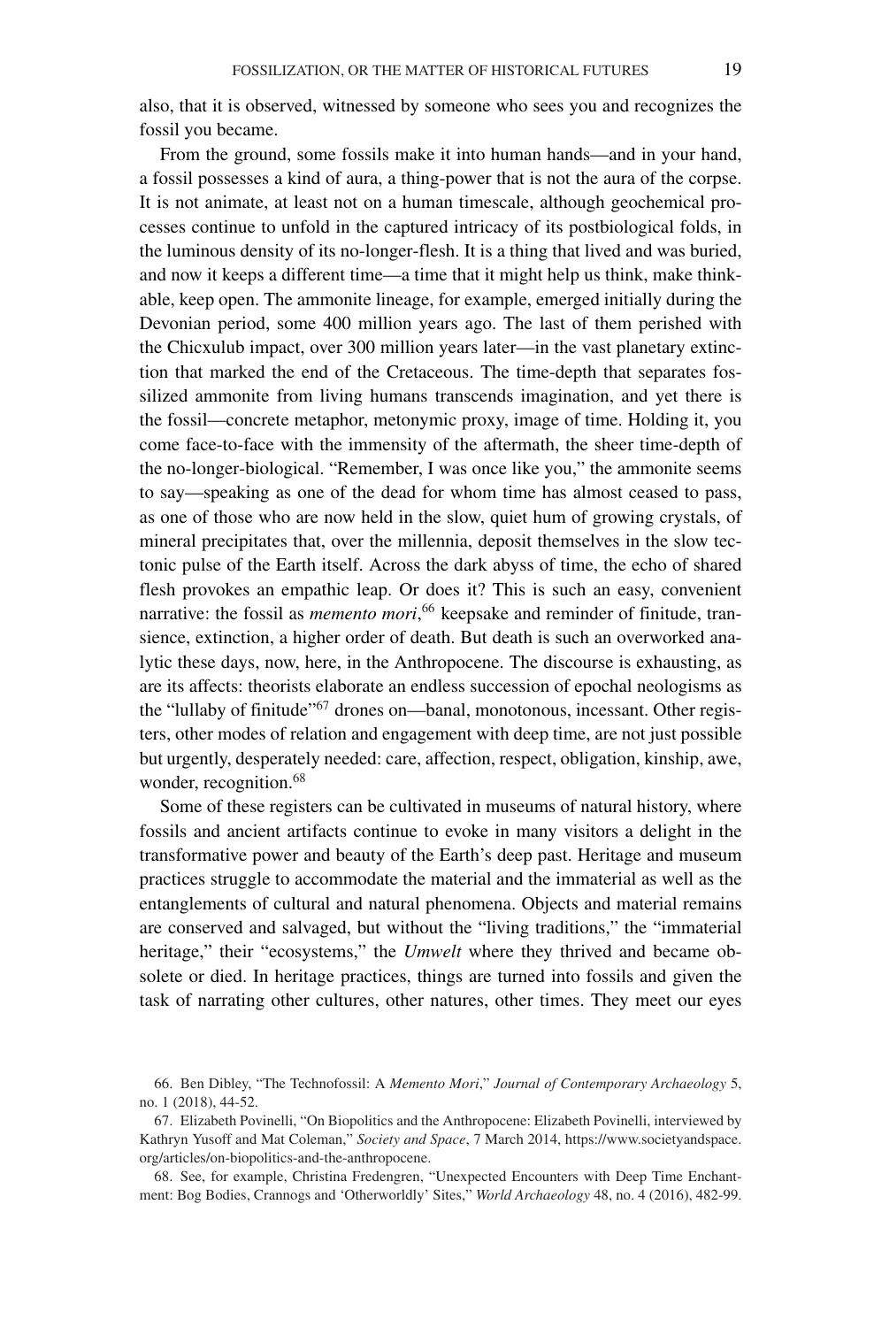also, that it is observed, witnessed by someone who sees you and recognizes the fossil you became.

From the ground, some fossils make it into human hands—and in your hand, a fossil possesses a kind of aura, a thing-power that is not the aura of the corpse. It is not animate, at least not on a human timescale, although geochemical processes continue to unfold in the captured intricacy of its postbiological folds, in the luminous density of its no-longer-flesh. It is a thing that lived and was buried, and now it keeps a different time—a time that it might help us think, make thinkable, keep open. The ammonite lineage, for example, emerged initially during the Devonian period, some 400 million years ago. The last of them perished with the Chicxulub impact, over 300 million years later—in the vast planetary extinction that marked the end of the Cretaceous. The time-depth that separates fossilized ammonite from living humans transcends imagination, and yet there is the fossil—concrete metaphor, metonymic proxy, image of time. Holding it, you come face-to-face with the immensity of the aftermath, the sheer time-depth of the no-longer-biological. "Remember, I was once like you," the ammonite seems to say—speaking as one of the dead for whom time has almost ceased to pass, as one of those who are now held in the slow, quiet hum of growing crystals, of mineral precipitates that, over the millennia, deposit themselves in the slow tectonic pulse of the Earth itself. Across the dark abyss of time, the echo of shared flesh provokes an empathic leap. Or does it? This is such an easy, convenient narrative: the fossil as *memento mori*,[66] keepsake and reminder of finitude, transience, extinction, a higher order of death. But death is such an overworked analytic these days, now, here, in the Anthropocene. The discourse is exhausting, as are its affects: theorists elaborate an endless succession of epochal neologisms as the "lullaby of finitude"[67] drones on—banal, monotonous, incessant. Other registers, other modes of relation and engagement with deep time, are not just possible but urgently, desperately needed: care, affection, respect, obligation, kinship, awe, wonder, recognition.[68]

Some of these registers can be cultivated in museums of natural history, where fossils and ancient artifacts continue to evoke in many visitors a delight in the transformative power and beauty of the Earth's deep past. Heritage and museum practices struggle to accommodate the material and the immaterial as well as the entanglements of cultural and natural phenomena. Objects and material remains are conserved and salvaged, but without the "living traditions," the "immaterial heritage," their "ecosystems," the *Umwelt* where they thrived and became obsolete or died. In heritage practices, things are turned into fossils and given the task of narrating other cultures, other natures, other times. They meet our eyes

66. Ben Dibley, "The Technofossil: A *Memento Mori*," *Journal of Contemporary Archaeology* 5, no. 1 (2018), 44-52.

67. Elizabeth Povinelli, "On Biopolitics and the Anthropocene: Elizabeth Povinelli, interviewed by Kathryn Yusoff and Mat Coleman," *Society and Space*, 7 March 2014, https://www.societyandspace.org/articles/on-biopolitics-and-the-anthropocene.

68. See, for example, Christina Fredengren, "Unexpected Encounters with Deep Time Enchantment: Bog Bodies, Crannogs and 'Otherworldly' Sites," *World Archaeology* 48, no. 4 (2016), 482-99.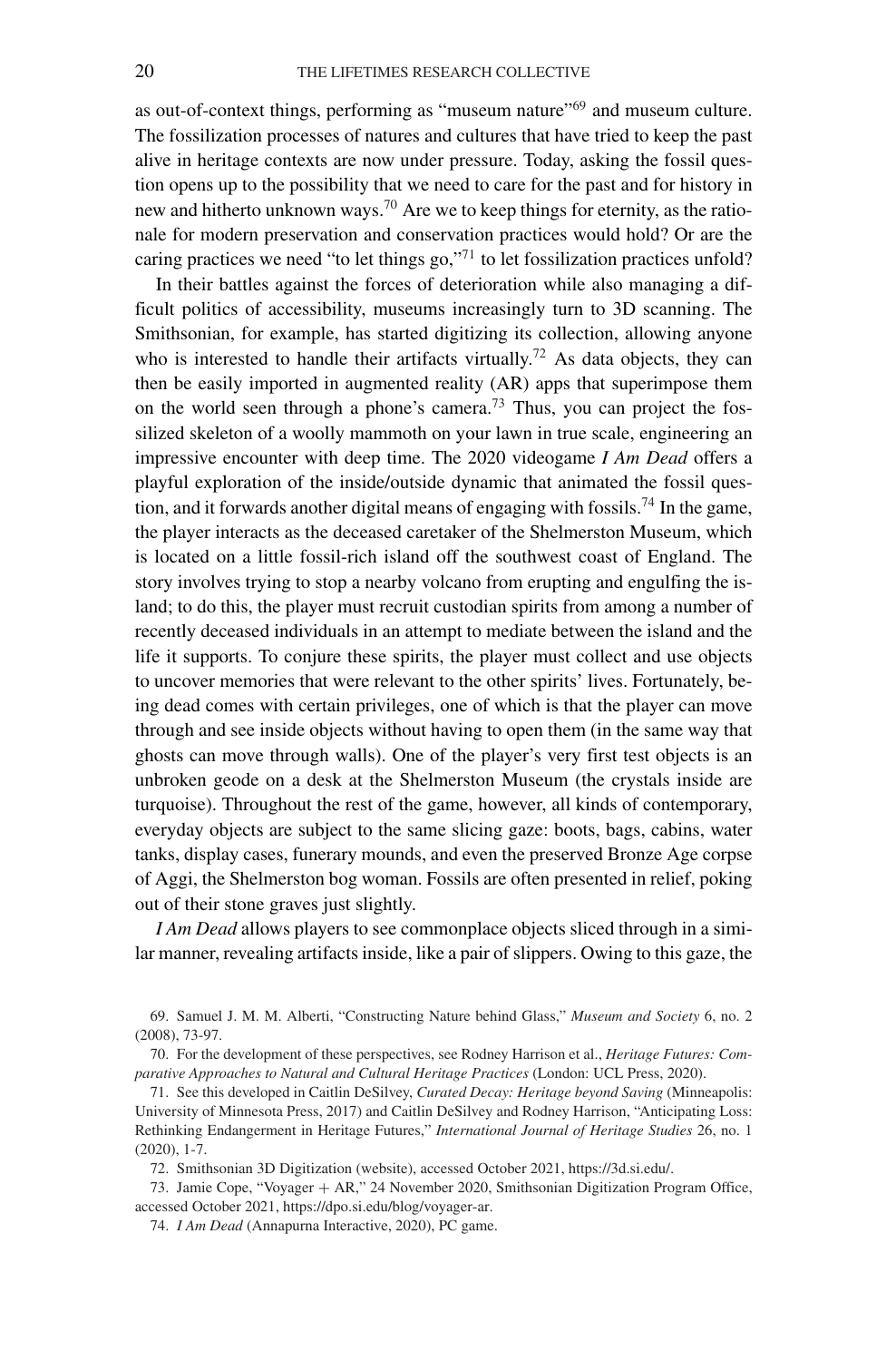as out-of-context things, performing as "museum nature"[69] and museum culture. The fossilization processes of natures and cultures that have tried to keep the past alive in heritage contexts are now under pressure. Today, asking the fossil question opens up to the possibility that we need to care for the past and for history in new and hitherto unknown ways.[70] Are we to keep things for eternity, as the rationale for modern preservation and conservation practices would hold? Or are the caring practices we need "to let things go,"[71] to let fossilization practices unfold?

In their battles against the forces of deterioration while also managing a difficult politics of accessibility, museums increasingly turn to 3D scanning. The Smithsonian, for example, has started digitizing its collection, allowing anyone who is interested to handle their artifacts virtually.[72] As data objects, they can then be easily imported in augmented reality (AR) apps that superimpose them on the world seen through a phone's camera.[73] Thus, you can project the fossilized skeleton of a woolly mammoth on your lawn in true scale, engineering an impressive encounter with deep time. The 2020 videogame *I Am Dead* offers a playful exploration of the inside/outside dynamic that animated the fossil question, and it forwards another digital means of engaging with fossils.[74] In the game, the player interacts as the deceased caretaker of the Shelmerston Museum, which is located on a little fossil-rich island off the southwest coast of England. The story involves trying to stop a nearby volcano from erupting and engulfing the island; to do this, the player must recruit custodian spirits from among a number of recently deceased individuals in an attempt to mediate between the island and the life it supports. To conjure these spirits, the player must collect and use objects to uncover memories that were relevant to the other spirits' lives. Fortunately, being dead comes with certain privileges, one of which is that the player can move through and see inside objects without having to open them (in the same way that ghosts can move through walls). One of the player's very first test objects is an unbroken geode on a desk at the Shelmerston Museum (the crystals inside are turquoise). Throughout the rest of the game, however, all kinds of contemporary, everyday objects are subject to the same slicing gaze: boots, bags, cabins, water tanks, display cases, funerary mounds, and even the preserved Bronze Age corpse of Aggi, the Shelmerston bog woman. Fossils are often presented in relief, poking out of their stone graves just slightly.

*I Am Dead* allows players to see commonplace objects sliced through in a similar manner, revealing artifacts inside, like a pair of slippers. Owing to this gaze, the

69. Samuel J. M. M. Alberti, "Constructing Nature behind Glass," *Museum and Society* 6, no. 2 (2008), 73-97.

70. For the development of these perspectives, see Rodney Harrison et al., *Heritage Futures: Comparative Approaches to Natural and Cultural Heritage Practices* (London: UCL Press, 2020).

71. See this developed in Caitlin DeSilvey, *Curated Decay: Heritage beyond Saving* (Minneapolis: University of Minnesota Press, 2017) and Caitlin DeSilvey and Rodney Harrison, "Anticipating Loss: Rethinking Endangerment in Heritage Futures," *International Journal of Heritage Studies* 26, no. 1 (2020), 1-7.

72. Smithsonian 3D Digitization (website), accessed October 2021, https://3d.si.edu/.

73. Jamie Cope, "Voyager + AR," 24 November 2020, Smithsonian Digitization Program Office, accessed October 2021, https://dpo.si.edu/blog/voyager-ar.

74. *I Am Dead* (Annapurna Interactive, 2020), PC game.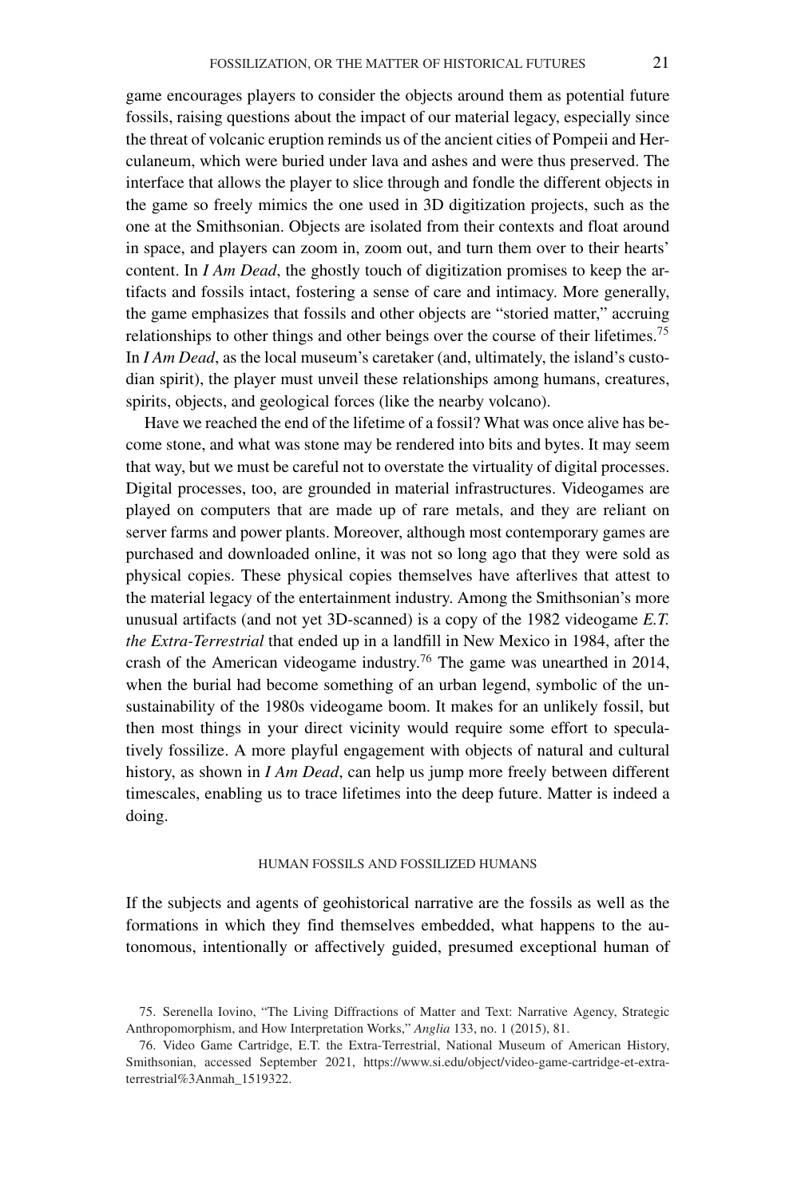game encourages players to consider the objects around them as potential future fossils, raising questions about the impact of our material legacy, especially since the threat of volcanic eruption reminds us of the ancient cities of Pompeii and Herculaneum, which were buried under lava and ashes and were thus preserved. The interface that allows the player to slice through and fondle the different objects in the game so freely mimics the one used in 3D digitization projects, such as the one at the Smithsonian. Objects are isolated from their contexts and float around in space, and players can zoom in, zoom out, and turn them over to their hearts' content. In *I Am Dead*, the ghostly touch of digitization promises to keep the artifacts and fossils intact, fostering a sense of care and intimacy. More generally, the game emphasizes that fossils and other objects are "storied matter," accruing relationships to other things and other beings over the course of their lifetimes.[75] In *I Am Dead*, as the local museum's caretaker (and, ultimately, the island's custodian spirit), the player must unveil these relationships among humans, creatures, spirits, objects, and geological forces (like the nearby volcano).

Have we reached the end of the lifetime of a fossil? What was once alive has become stone, and what was stone may be rendered into bits and bytes. It may seem that way, but we must be careful not to overstate the virtuality of digital processes. Digital processes, too, are grounded in material infrastructures. Videogames are played on computers that are made up of rare metals, and they are reliant on server farms and power plants. Moreover, although most contemporary games are purchased and downloaded online, it was not so long ago that they were sold as physical copies. These physical copies themselves have afterlives that attest to the material legacy of the entertainment industry. Among the Smithsonian's more unusual artifacts (and not yet 3D-scanned) is a copy of the 1982 videogame *E.T. the Extra-Terrestrial* that ended up in a landfill in New Mexico in 1984, after the crash of the American videogame industry.[76] The game was unearthed in 2014, when the burial had become something of an urban legend, symbolic of the unsustainability of the 1980s videogame boom. It makes for an unlikely fossil, but then most things in your direct vicinity would require some effort to speculatively fossilize. A more playful engagement with objects of natural and cultural history, as shown in *I Am Dead*, can help us jump more freely between different timescales, enabling us to trace lifetimes into the deep future. Matter is indeed a doing.

## HUMAN FOSSILS AND FOSSILIZED HUMANS

If the subjects and agents of geohistorical narrative are the fossils as well as the formations in which they find themselves embedded, what happens to the autonomous, intentionally or affectively guided, presumed exceptional human of

75. Serenella Iovino, "The Living Diffractions of Matter and Text: Narrative Agency, Strategic Anthropomorphism, and How Interpretation Works," *Anglia* 133, no. 1 (2015), 81.

76. Video Game Cartridge, E.T. the Extra-Terrestrial, National Museum of American History, Smithsonian, accessed September 2021, https://www.si.edu/object/video-game-cartridge-et-extra-terrestrial%3Anmah_1519322.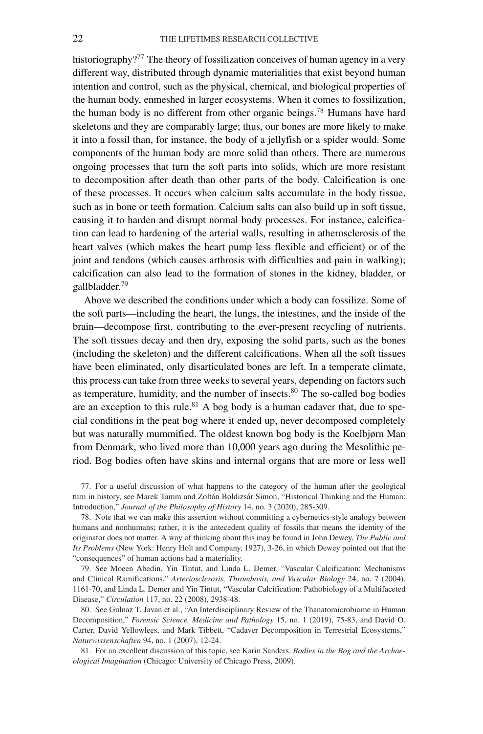historiography?[77] The theory of fossilization conceives of human agency in a very different way, distributed through dynamic materialities that exist beyond human intention and control, such as the physical, chemical, and biological properties of the human body, enmeshed in larger ecosystems. When it comes to fossilization, the human body is no different from other organic beings.[78] Humans have hard skeletons and they are comparably large; thus, our bones are more likely to make it into a fossil than, for instance, the body of a jellyfish or a spider would. Some components of the human body are more solid than others. There are numerous ongoing processes that turn the soft parts into solids, which are more resistant to decomposition after death than other parts of the body. Calcification is one of these processes. It occurs when calcium salts accumulate in the body tissue, such as in bone or teeth formation. Calcium salts can also build up in soft tissue, causing it to harden and disrupt normal body processes. For instance, calcification can lead to hardening of the arterial walls, resulting in atherosclerosis of the heart valves (which makes the heart pump less flexible and efficient) or of the joint and tendons (which causes arthrosis with difficulties and pain in walking); calcification can also lead to the formation of stones in the kidney, bladder, or gallbladder.[79]

Above we described the conditions under which a body can fossilize. Some of the soft parts—including the heart, the lungs, the intestines, and the inside of the brain—decompose first, contributing to the ever-present recycling of nutrients. The soft tissues decay and then dry, exposing the solid parts, such as the bones (including the skeleton) and the different calcifications. When all the soft tissues have been eliminated, only disarticulated bones are left. In a temperate climate, this process can take from three weeks to several years, depending on factors such as temperature, humidity, and the number of insects.[80] The so-called bog bodies are an exception to this rule.[81] A bog body is a human cadaver that, due to special conditions in the peat bog where it ended up, never decomposed completely but was naturally mummified. The oldest known bog body is the Koelbjørn Man from Denmark, who lived more than 10,000 years ago during the Mesolithic period. Bog bodies often have skins and internal organs that are more or less well

77. For a useful discussion of what happens to the category of the human after the geological turn in history, see Marek Tamm and Zoltán Boldizsár Simon, "Historical Thinking and the Human: Introduction," *Journal of the Philosophy of History* 14, no. 3 (2020), 285-309.

78. Note that we can make this assertion without committing a cybernetics-style analogy between humans and nonhumans; rather, it is the antecedent quality of fossils that means the identity of the originator does not matter. A way of thinking about this may be found in John Dewey, *The Public and Its Problems* (New York: Henry Holt and Company, 1927), 3-26, in which Dewey pointed out that the "consequences" of human actions had a materiality.

79. See Moeen Abedin, Yin Tintut, and Linda L. Demer, "Vascular Calcification: Mechanisms and Clinical Ramifications," *Arteriosclerosis, Thrombosis, and Vascular Biology* 24, no. 7 (2004), 1161-70, and Linda L. Demer and Yin Tintut, "Vascular Calcification: Pathobiology of a Multifaceted Disease," *Circulation* 117, no. 22 (2008), 2938-48.

80. See Gulnaz T. Javan et al., "An Interdisciplinary Review of the Thanatomicrobiome in Human Decomposition," *Forensic Science, Medicine and Pathology* 15, no. 1 (2019), 75-83, and David O. Carter, David Yellowlees, and Mark Tibbett, "Cadaver Decomposition in Terrestrial Ecosystems," *Naturwissenschaften* 94, no. 1 (2007), 12-24.

81. For an excellent discussion of this topic, see Karin Sanders, *Bodies in the Bog and the Archaeological Imagination* (Chicago: University of Chicago Press, 2009).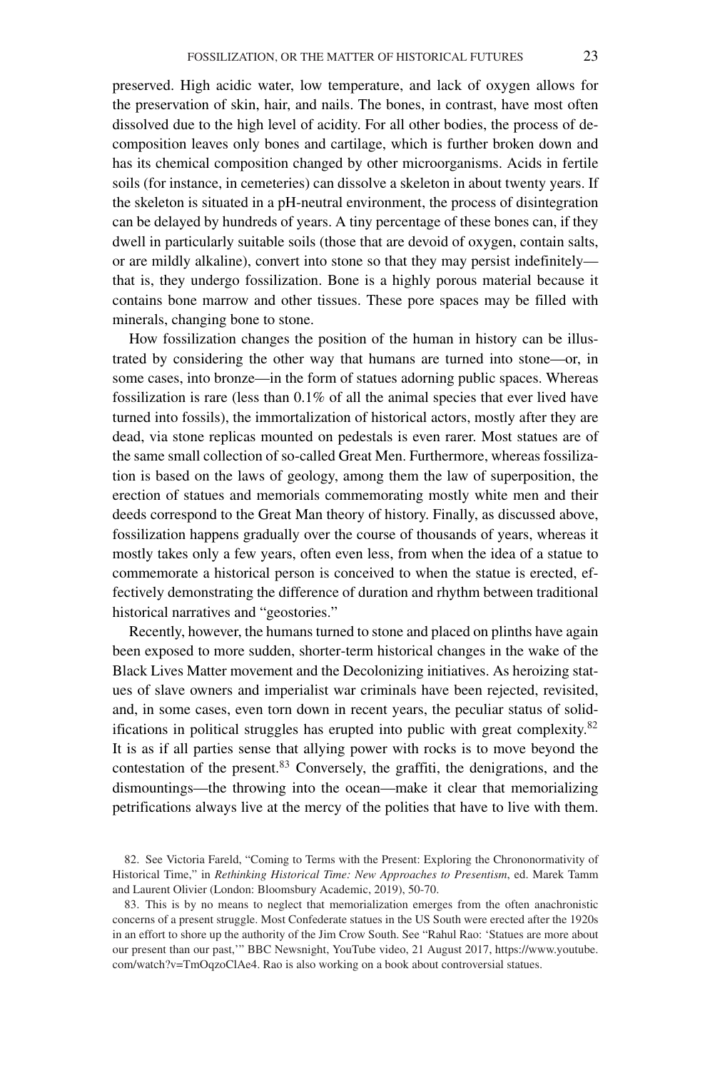preserved. High acidic water, low temperature, and lack of oxygen allows for the preservation of skin, hair, and nails. The bones, in contrast, have most often dissolved due to the high level of acidity. For all other bodies, the process of decomposition leaves only bones and cartilage, which is further broken down and has its chemical composition changed by other microorganisms. Acids in fertile soils (for instance, in cemeteries) can dissolve a skeleton in about twenty years. If the skeleton is situated in a pH-neutral environment, the process of disintegration can be delayed by hundreds of years. A tiny percentage of these bones can, if they dwell in particularly suitable soils (those that are devoid of oxygen, contain salts, or are mildly alkaline), convert into stone so that they may persist indefinitely—that is, they undergo fossilization. Bone is a highly porous material because it contains bone marrow and other tissues. These pore spaces may be filled with minerals, changing bone to stone.

How fossilization changes the position of the human in history can be illustrated by considering the other way that humans are turned into stone—or, in some cases, into bronze—in the form of statues adorning public spaces. Whereas fossilization is rare (less than 0.1% of all the animal species that ever lived have turned into fossils), the immortalization of historical actors, mostly after they are dead, via stone replicas mounted on pedestals is even rarer. Most statues are of the same small collection of so-called Great Men. Furthermore, whereas fossilization is based on the laws of geology, among them the law of superposition, the erection of statues and memorials commemorating mostly white men and their deeds correspond to the Great Man theory of history. Finally, as discussed above, fossilization happens gradually over the course of thousands of years, whereas it mostly takes only a few years, often even less, from when the idea of a statue to commemorate a historical person is conceived to when the statue is erected, effectively demonstrating the difference of duration and rhythm between traditional historical narratives and "geostories."

Recently, however, the humans turned to stone and placed on plinths have again been exposed to more sudden, shorter-term historical changes in the wake of the Black Lives Matter movement and the Decolonizing initiatives. As heroizing statues of slave owners and imperialist war criminals have been rejected, revisited, and, in some cases, even torn down in recent years, the peculiar status of solidifications in political struggles has erupted into public with great complexity.[82] It is as if all parties sense that allying power with rocks is to move beyond the contestation of the present.[83] Conversely, the graffiti, the denigrations, and the dismountings—the throwing into the ocean—make it clear that memorializing petrifications always live at the mercy of the polities that have to live with them.

82. See Victoria Fareld, "Coming to Terms with the Present: Exploring the Chrononormativity of Historical Time," in *Rethinking Historical Time: New Approaches to Presentism*, ed. Marek Tamm and Laurent Olivier (London: Bloomsbury Academic, 2019), 50-70.

83. This is by no means to neglect that memorialization emerges from the often anachronistic concerns of a present struggle. Most Confederate statues in the US South were erected after the 1920s in an effort to shore up the authority of the Jim Crow South. See "Rahul Rao: 'Statues are more about our present than our past,'" BBC Newsnight, YouTube video, 21 August 2017, https://www.youtube.com/watch?v=TmOqzoClAe4. Rao is also working on a book about controversial statues.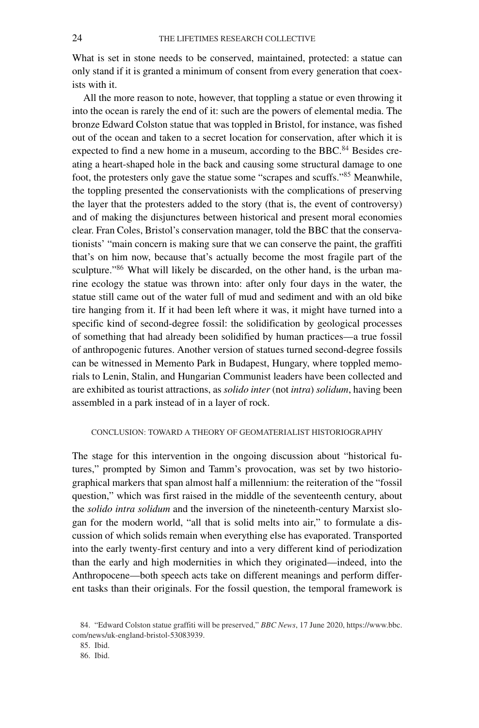What is set in stone needs to be conserved, maintained, protected: a statue can only stand if it is granted a minimum of consent from every generation that coexists with it.

All the more reason to note, however, that toppling a statue or even throwing it into the ocean is rarely the end of it: such are the powers of elemental media. The bronze Edward Colston statue that was toppled in Bristol, for instance, was fished out of the ocean and taken to a secret location for conservation, after which it is expected to find a new home in a museum, according to the BBC.[84] Besides creating a heart-shaped hole in the back and causing some structural damage to one foot, the protesters only gave the statue some "scrapes and scuffs."[85] Meanwhile, the toppling presented the conservationists with the complications of preserving the layer that the protesters added to the story (that is, the event of controversy) and of making the disjunctures between historical and present moral economies clear. Fran Coles, Bristol's conservation manager, told the BBC that the conservationists' "main concern is making sure that we can conserve the paint, the graffiti that's on him now, because that's actually become the most fragile part of the sculpture."[86] What will likely be discarded, on the other hand, is the urban marine ecology the statue was thrown into: after only four days in the water, the statue still came out of the water full of mud and sediment and with an old bike tire hanging from it. If it had been left where it was, it might have turned into a specific kind of second-degree fossil: the solidification by geological processes of something that had already been solidified by human practices—a true fossil of anthropogenic futures. Another version of statues turned second-degree fossils can be witnessed in Memento Park in Budapest, Hungary, where toppled memorials to Lenin, Stalin, and Hungarian Communist leaders have been collected and are exhibited as tourist attractions, as *solido inter* (not *intra*) *solidum*, having been assembled in a park instead of in a layer of rock.

## CONCLUSION: TOWARD A THEORY OF GEOMATERIALIST HISTORIOGRAPHY

The stage for this intervention in the ongoing discussion about "historical futures," prompted by Simon and Tamm's provocation, was set by two historiographical markers that span almost half a millennium: the reiteration of the "fossil question," which was first raised in the middle of the seventeenth century, about the *solido intra solidum* and the inversion of the nineteenth-century Marxist slogan for the modern world, "all that is solid melts into air," to formulate a discussion of which solids remain when everything else has evaporated. Transported into the early twenty-first century and into a very different kind of periodization than the early and high modernities in which they originated—indeed, into the Anthropocene—both speech acts take on different meanings and perform different tasks than their originals. For the fossil question, the temporal framework is

84. "Edward Colston statue graffiti will be preserved," *BBC News*, 17 June 2020, https://www.bbc.com/news/uk-england-bristol-53083939.

85. Ibid.

86. Ibid.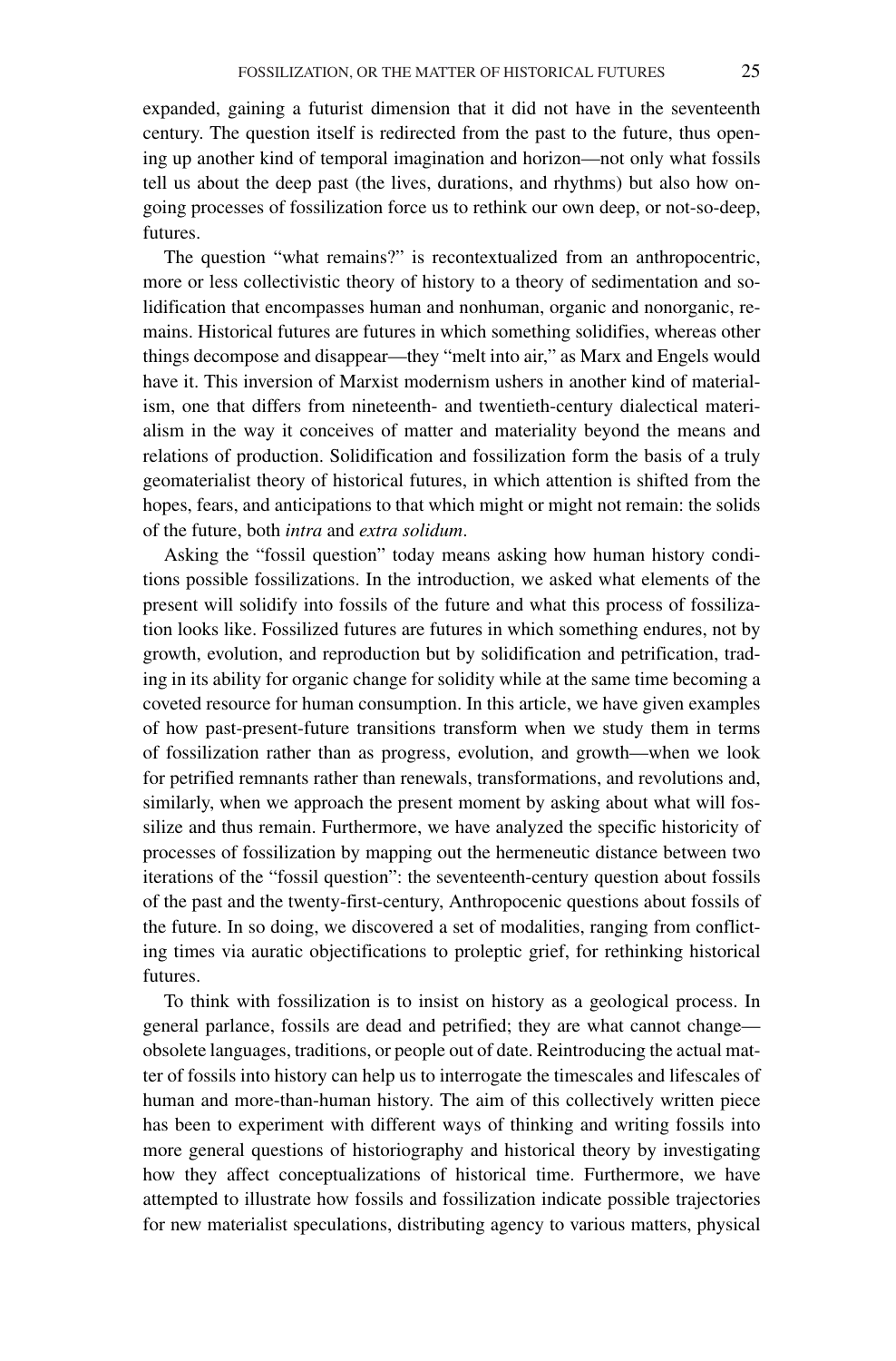expanded, gaining a futurist dimension that it did not have in the seventeenth century. The question itself is redirected from the past to the future, thus opening up another kind of temporal imagination and horizon—not only what fossils tell us about the deep past (the lives, durations, and rhythms) but also how ongoing processes of fossilization force us to rethink our own deep, or not-so-deep, futures.

The question "what remains?" is recontextualized from an anthropocentric, more or less collectivistic theory of history to a theory of sedimentation and solidification that encompasses human and nonhuman, organic and nonorganic, remains. Historical futures are futures in which something solidifies, whereas other things decompose and disappear—they "melt into air," as Marx and Engels would have it. This inversion of Marxist modernism ushers in another kind of materialism, one that differs from nineteenth- and twentieth-century dialectical materialism in the way it conceives of matter and materiality beyond the means and relations of production. Solidification and fossilization form the basis of a truly geomaterialist theory of historical futures, in which attention is shifted from the hopes, fears, and anticipations to that which might or might not remain: the solids of the future, both *intra* and *extra solidum*.

Asking the "fossil question" today means asking how human history conditions possible fossilizations. In the introduction, we asked what elements of the present will solidify into fossils of the future and what this process of fossilization looks like. Fossilized futures are futures in which something endures, not by growth, evolution, and reproduction but by solidification and petrification, trading in its ability for organic change for solidity while at the same time becoming a coveted resource for human consumption. In this article, we have given examples of how past-present-future transitions transform when we study them in terms of fossilization rather than as progress, evolution, and growth—when we look for petrified remnants rather than renewals, transformations, and revolutions and, similarly, when we approach the present moment by asking about what will fossilize and thus remain. Furthermore, we have analyzed the specific historicity of processes of fossilization by mapping out the hermeneutic distance between two iterations of the "fossil question": the seventeenth-century question about fossils of the past and the twenty-first-century, Anthropocenic questions about fossils of the future. In so doing, we discovered a set of modalities, ranging from conflicting times via auratic objectifications to proleptic grief, for rethinking historical futures.

To think with fossilization is to insist on history as a geological process. In general parlance, fossils are dead and petrified; they are what cannot change—obsolete languages, traditions, or people out of date. Reintroducing the actual matter of fossils into history can help us to interrogate the timescales and lifescales of human and more-than-human history. The aim of this collectively written piece has been to experiment with different ways of thinking and writing fossils into more general questions of historiography and historical theory by investigating how they affect conceptualizations of historical time. Furthermore, we have attempted to illustrate how fossils and fossilization indicate possible trajectories for new materialist speculations, distributing agency to various matters, physical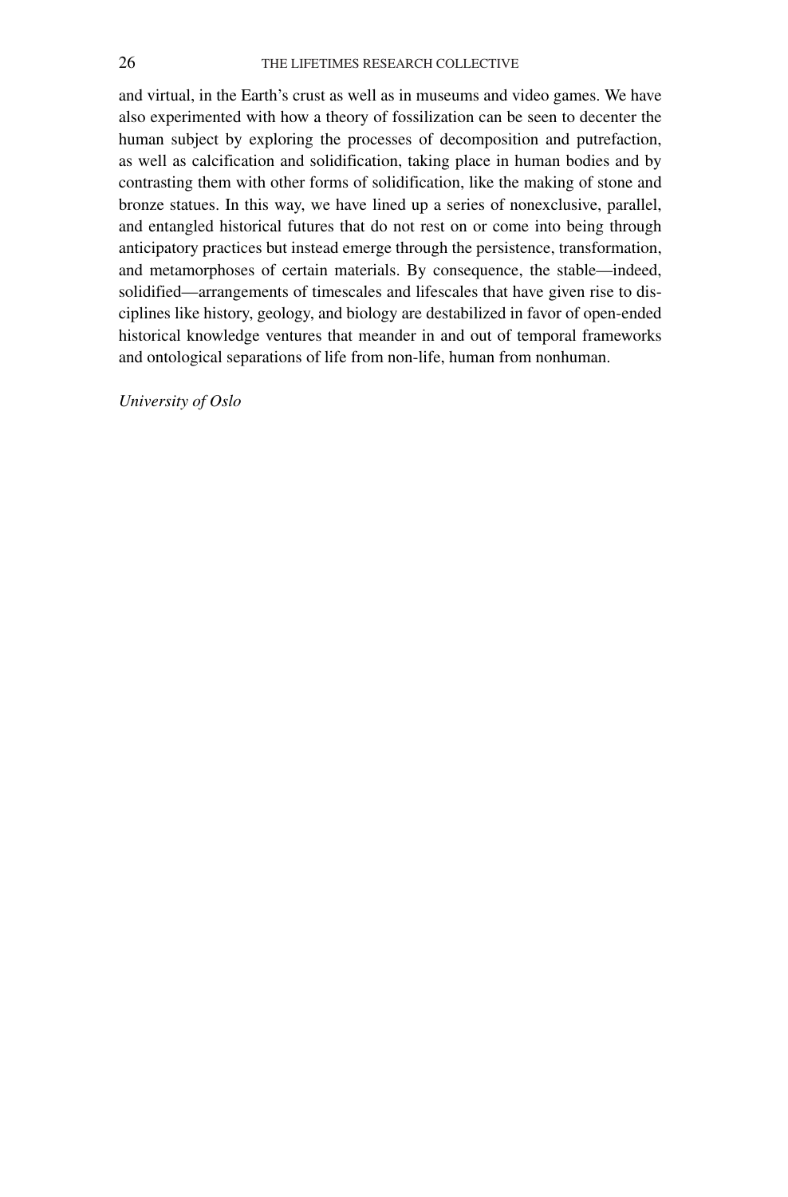and virtual, in the Earth's crust as well as in museums and video games. We have also experimented with how a theory of fossilization can be seen to decenter the human subject by exploring the processes of decomposition and putrefaction, as well as calcification and solidification, taking place in human bodies and by contrasting them with other forms of solidification, like the making of stone and bronze statues. In this way, we have lined up a series of nonexclusive, parallel, and entangled historical futures that do not rest on or come into being through anticipatory practices but instead emerge through the persistence, transformation, and metamorphoses of certain materials. By consequence, the stable—indeed, solidified—arrangements of timescales and lifescales that have given rise to disciplines like history, geology, and biology are destabilized in favor of open-ended historical knowledge ventures that meander in and out of temporal frameworks and ontological separations of life from non-life, human from nonhuman.

*University of Oslo*